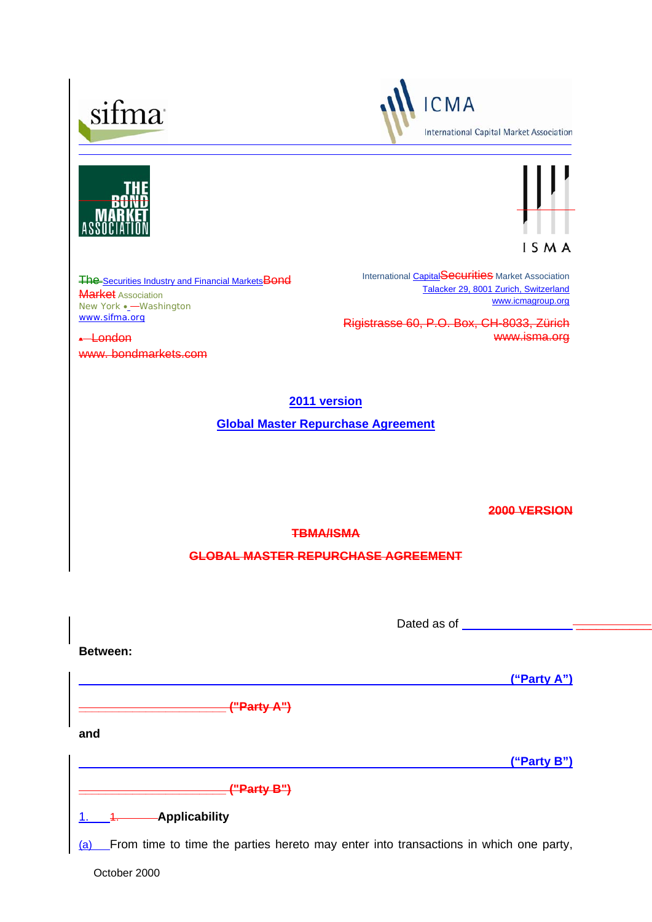sifma

ICMA International Capital Market Association

THE BOND MARKET ASSOCIATION

ISMA

~~The~~ Securities Industry and Financial Markets ~~Bond Market~~ Association
New York • Washington
www.sifma.org

~~• London~~
~~www. bondmarkets.com~~

International Capital ~~Securities~~ Market Association
Talacker 29, 8001 Zurich, Switzerland
www.icmagroup.org

~~Rigistrasse 60, P.O. Box, CH-8033, Zürich~~
~~www.isma.org~~

**2011 version**

**Global Master Repurchase Agreement**

~~**2000 VERSION**~~

~~**TBMA/ISMA**~~

~~**GLOBAL MASTER REPURCHASE AGREEMENT**~~

Dated as of ____________________

**Between:**

____________________________________________ **("Party A")**

~~____________________ **("Party A")**~~

**and**

____________________________________________ **("Party B")**

~~____________________ **("Party B")**~~

1. ~~1.~~ **Applicability**

(a) From time to time the parties hereto may enter into transactions in which one party,

October 2000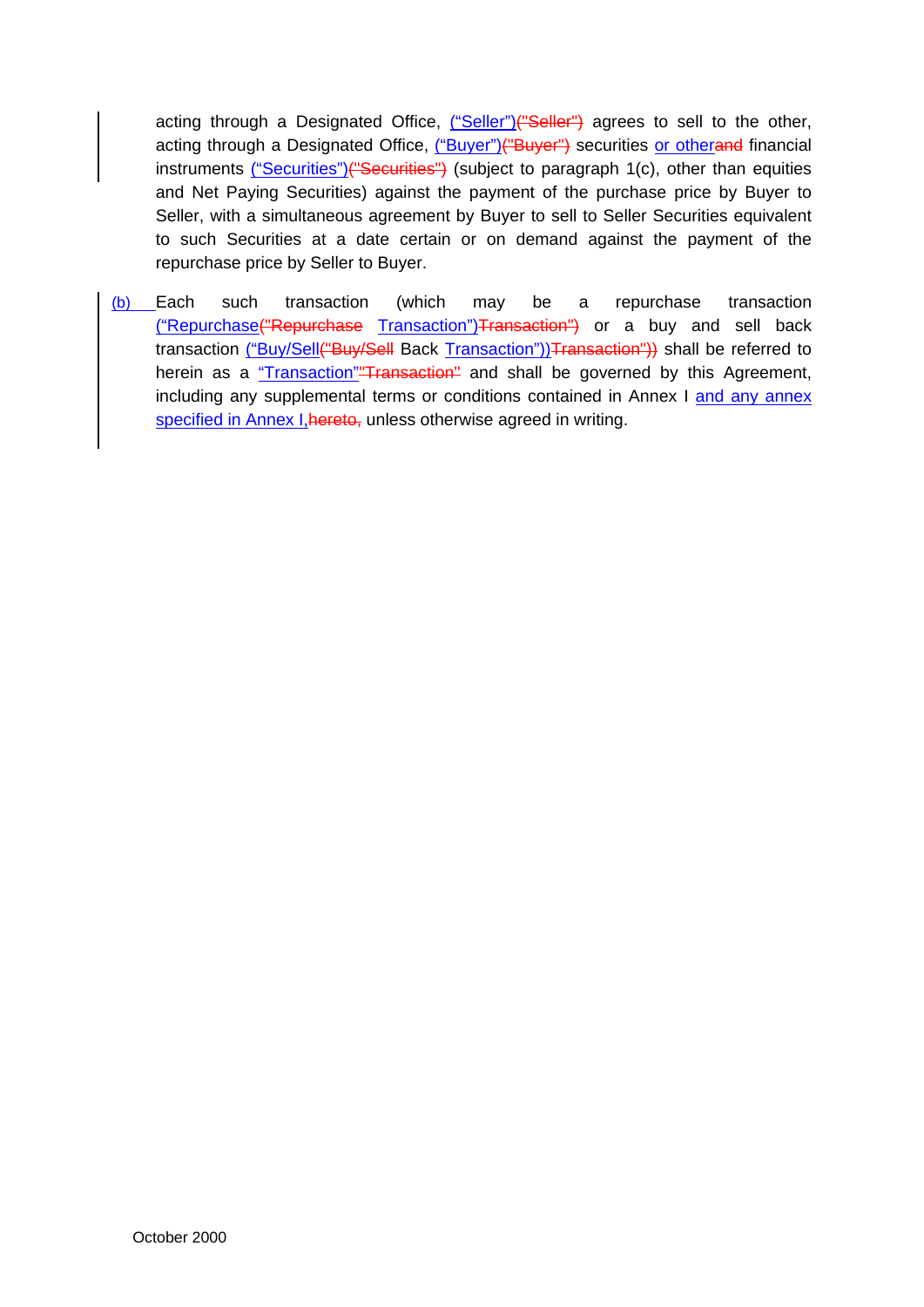acting through a Designated Office, (“Seller”)("Seller") agrees to sell to the other, acting through a Designated Office, (“Buyer”)("Buyer") securities or otherand financial instruments (“Securities”)("Securities") (subject to paragraph 1(c), other than equities and Net Paying Securities) against the payment of the purchase price by Buyer to Seller, with a simultaneous agreement by Buyer to sell to Seller Securities equivalent to such Securities at a date certain or on demand against the payment of the repurchase price by Seller to Buyer.

(b) Each such transaction (which may be a repurchase transaction (“Repurchase("Repurchase Transaction”)Transaction") or a buy and sell back transaction (“Buy/Sell("Buy/Sell Back Transaction”))Transaction")) shall be referred to herein as a “Transaction”"Transaction" and shall be governed by this Agreement, including any supplemental terms or conditions contained in Annex I and any annex specified in Annex I,hereto, unless otherwise agreed in writing.

October 2000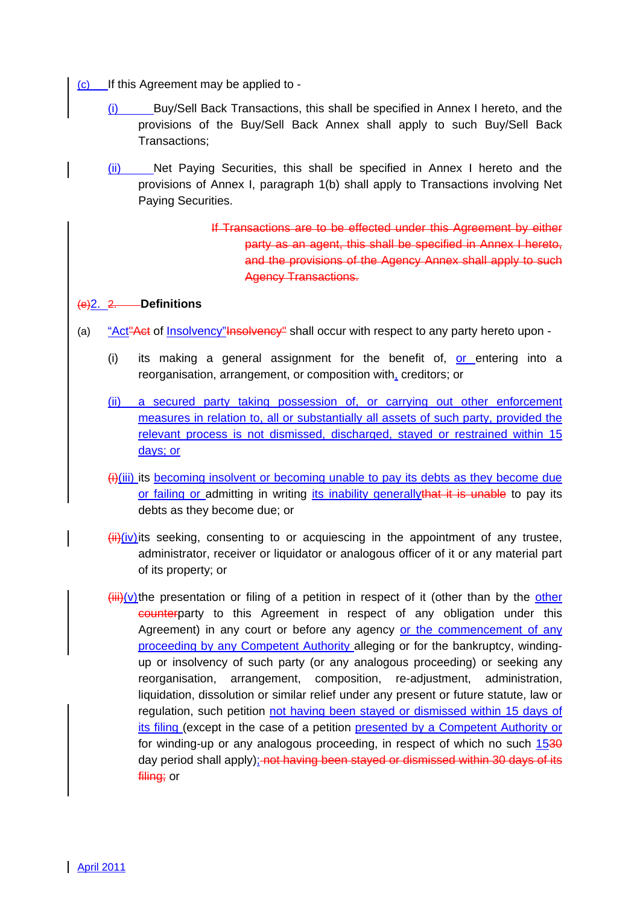(c) If this Agreement may be applied to -

(i) Buy/Sell Back Transactions, this shall be specified in Annex I hereto, and the provisions of the Buy/Sell Back Annex shall apply to such Buy/Sell Back Transactions;

(ii) Net Paying Securities, this shall be specified in Annex I hereto and the provisions of Annex I, paragraph 1(b) shall apply to Transactions involving Net Paying Securities.

~~If Transactions are to be effected under this Agreement by either party as an agent, this shall be specified in Annex I hereto, and the provisions of the Agency Annex shall apply to such Agency Transactions.~~

## ~~(e)~~2. ~~2.~~ **Definitions**

(a) "Act"~~"Act~~ of Insolvency"~~Insolvency"~~ shall occur with respect to any party hereto upon -

(i) its making a general assignment for the benefit of, or entering into a reorganisation, arrangement, or composition with, creditors; or

(ii) a secured party taking possession of, or carrying out other enforcement measures in relation to, all or substantially all assets of such party, provided the relevant process is not dismissed, discharged, stayed or restrained within 15 days; or

~~(i)~~(iii) its becoming insolvent or becoming unable to pay its debts as they become due or failing or admitting in writing its inability generally~~that it is unable~~ to pay its debts as they become due; or

~~(ii)~~(iv) its seeking, consenting to or acquiescing in the appointment of any trustee, administrator, receiver or liquidator or analogous officer of it or any material part of its property; or

~~(iii)~~(v) the presentation or filing of a petition in respect of it (other than by the other ~~counter~~party to this Agreement in respect of any obligation under this Agreement) in any court or before any agency or the commencement of any proceeding by any Competent Authority alleging or for the bankruptcy, winding-up or insolvency of such party (or any analogous proceeding) or seeking any reorganisation, arrangement, composition, re-adjustment, administration, liquidation, dissolution or similar relief under any present or future statute, law or regulation, such petition not having been stayed or dismissed within 15 days of its filing (except in the case of a petition presented by a Competent Authority or for winding-up or any analogous proceeding, in respect of which no such 15~~30~~ day period shall apply); ~~not having been stayed or dismissed within 30 days of its filing;~~ or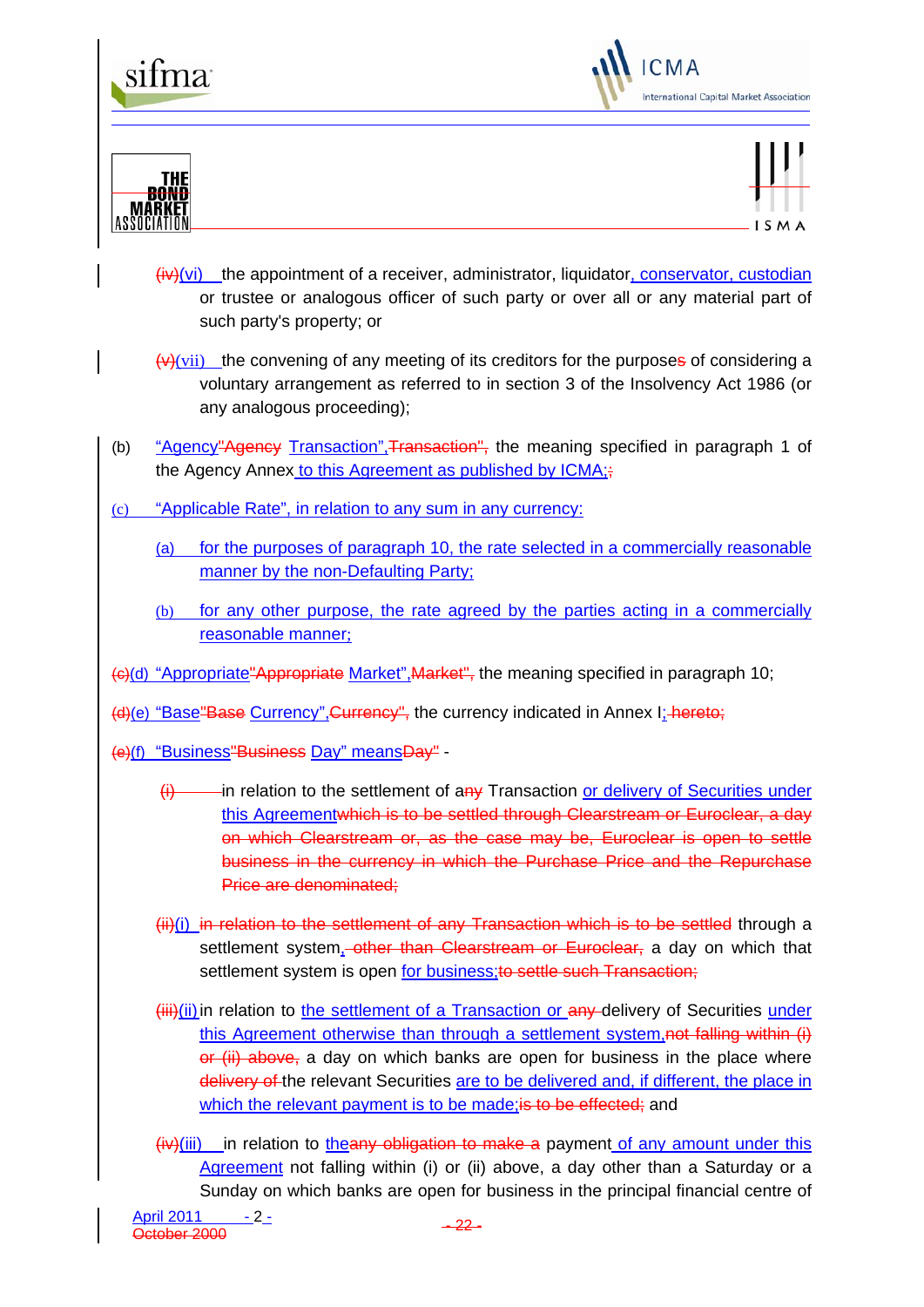(iv)(vi) the appointment of a receiver, administrator, liquidator, conservator, custodian or trustee or analogous officer of such party or over all or any material part of such party's property; or

(v)(vii) the convening of any meeting of its creditors for the purposes of considering a voluntary arrangement as referred to in section 3 of the Insolvency Act 1986 (or any analogous proceeding);

(b) "Agency"Agency Transaction","Transaction", the meaning specified in paragraph 1 of the Agency Annex to this Agreement as published by ICMA;;

(c) "Applicable Rate", in relation to any sum in any currency:

(a) for the purposes of paragraph 10, the rate selected in a commercially reasonable manner by the non-Defaulting Party;

(b) for any other purpose, the rate agreed by the parties acting in a commercially reasonable manner;

(c)(d) "Appropriate"Appropriate Market","Market", the meaning specified in paragraph 10;

(d)(e) "Base"Base Currency","Currency", the currency indicated in Annex I; hereto;

(e)(f) "Business"Business Day" meansDay" -

(i) in relation to the settlement of any Transaction or delivery of Securities under this Agreementwhich is to be settled through Clearstream or Euroclear, a day on which Clearstream or, as the case may be, Euroclear is open to settle business in the currency in which the Purchase Price and the Repurchase Price are denominated;

(ii)(i) in relation to the settlement of any Transaction which is to be settled through a settlement system, other than Clearstream or Euroclear, a day on which that settlement system is open for business;to settle such Transaction;

(iii)(ii) in relation to the settlement of a Transaction or any delivery of Securities under this Agreement otherwise than through a settlement system,not falling within (i) or (ii) above, a day on which banks are open for business in the place where delivery of the relevant Securities are to be delivered and, if different, the place in which the relevant payment is to be made;is to be effected; and

(iv)(iii) in relation to theany obligation to make a payment of any amount under this Agreement not falling within (i) or (ii) above, a day other than a Saturday or a Sunday on which banks are open for business in the principal financial centre of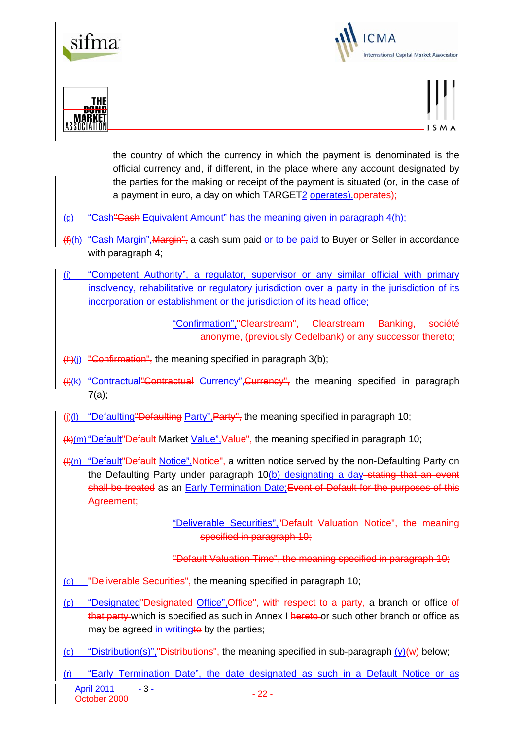the country of which the currency in which the payment is denominated is the official currency and, if different, in the place where any account designated by the parties for the making or receipt of the payment is situated (or, in the case of a payment in euro, a day on which TARGET2 operates).operates);

(g) "Cash"Cash Equivalent Amount" has the meaning given in paragraph 4(h);

(f)(h) "Cash Margin",Margin", a cash sum paid or to be paid to Buyer or Seller in accordance with paragraph 4;

(i) "Competent Authority", a regulator, supervisor or any similar official with primary insolvency, rehabilitative or regulatory jurisdiction over a party in the jurisdiction of its incorporation or establishment or the jurisdiction of its head office;

"Confirmation","Clearstream", Clearstream Banking, société anonyme, (previously Cedelbank) or any successor thereto;

(h)(j) "Confirmation", the meaning specified in paragraph 3(b);

(i)(k) "Contractual"Contractual Currency",Currency", the meaning specified in paragraph 7(a);

(j)(l) "Defaulting"Defaulting Party",Party", the meaning specified in paragraph 10;

(k)(m) "Default"Default Market Value",Value", the meaning specified in paragraph 10;

(l)(n) "Default"Default Notice",Notice", a written notice served by the non-Defaulting Party on the Defaulting Party under paragraph 10(b) designating a day stating that an event shall be treated as an Early Termination Date;Event of Default for the purposes of this Agreement;

"Deliverable Securities","Default Valuation Notice", the meaning specified in paragraph 10;

"Default Valuation Time", the meaning specified in paragraph 10;

(o) "Deliverable Securities", the meaning specified in paragraph 10;

(p) "Designated"Designated Office",Office", with respect to a party, a branch or office of that party which is specified as such in Annex I hereto or such other branch or office as may be agreed in writingto by the parties;

(q) "Distribution(s)","Distributions", the meaning specified in sub-paragraph (y)(w) below;

(r) "Early Termination Date", the date designated as such in a Default Notice or as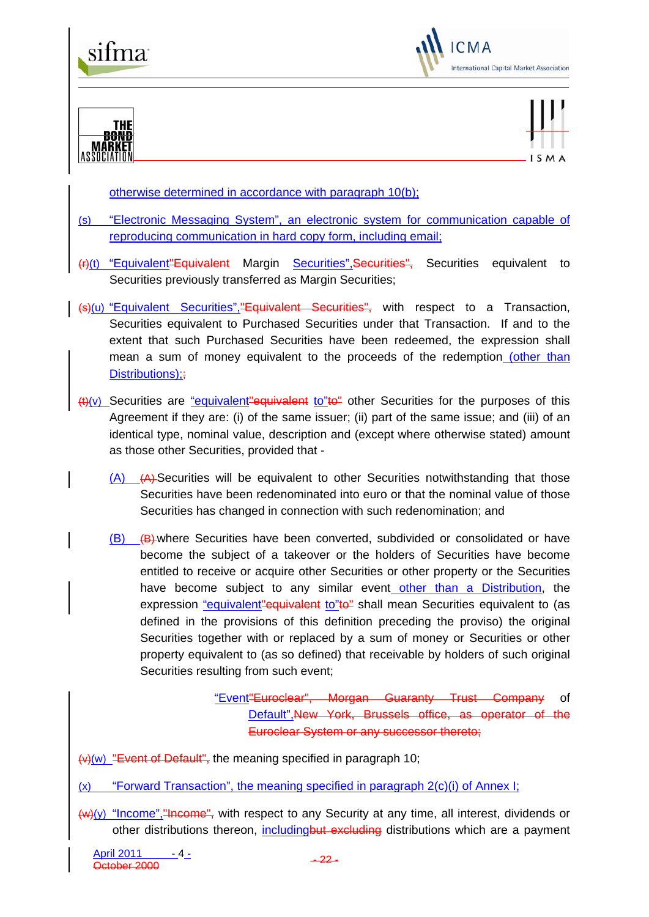otherwise determined in accordance with paragraph 10(b);

(s) "Electronic Messaging System", an electronic system for communication capable of reproducing communication in hard copy form, including email;

~~(r)~~(t) "Equivalent"~~"Equivalent~~ Margin Securities",~~Securities",~~ Securities equivalent to Securities previously transferred as Margin Securities;

~~(s)~~(u) "Equivalent Securities",~~"Equivalent Securities",~~ with respect to a Transaction, Securities equivalent to Purchased Securities under that Transaction. If and to the extent that such Purchased Securities have been redeemed, the expression shall mean a sum of money equivalent to the proceeds of the redemption (other than Distributions);~~;~~

~~(t)~~(v) Securities are "equivalent"~~"equivalent~~ to"~~to"~~ other Securities for the purposes of this Agreement if they are: (i) of the same issuer; (ii) part of the same issue; and (iii) of an identical type, nominal value, description and (except where otherwise stated) amount as those other Securities, provided that -

(A) ~~(A)~~ Securities will be equivalent to other Securities notwithstanding that those Securities have been redenominated into euro or that the nominal value of those Securities has changed in connection with such redenomination; and

(B) ~~(B)~~ where Securities have been converted, subdivided or consolidated or have become the subject of a takeover or the holders of Securities have become entitled to receive or acquire other Securities or other property or the Securities have become subject to any similar event other than a Distribution, the expression "equivalent"~~"equivalent~~ to"~~to"~~ shall mean Securities equivalent to (as defined in the provisions of this definition preceding the proviso) the original Securities together with or replaced by a sum of money or Securities or other property equivalent to (as so defined) that receivable by holders of such original Securities resulting from such event;

"Event~~"Euroclear", Morgan Guaranty Trust Company~~ of Default",~~New York, Brussels office, as operator of the Euroclear System or any successor thereto;~~

~~(v)~~(w) ~~"Event of Default",~~ the meaning specified in paragraph 10;

(x) "Forward Transaction", the meaning specified in paragraph 2(c)(i) of Annex I;

~~(w)~~(y) "Income",~~"Income",~~ with respect to any Security at any time, all interest, dividends or other distributions thereon, including~~but excluding~~ distributions which are a payment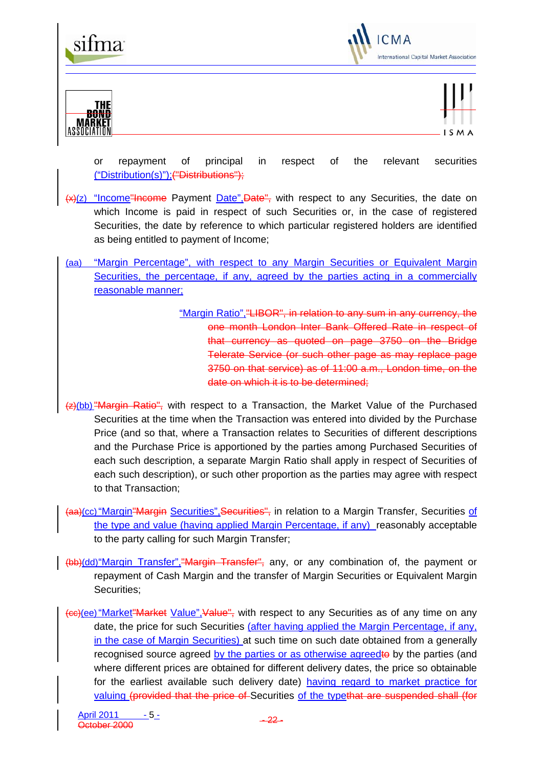or repayment of principal in respect of the relevant securities ("Distribution(s)");("Distributions");

(x)(z) "Income"Income Payment Date",Date", with respect to any Securities, the date on which Income is paid in respect of such Securities or, in the case of registered Securities, the date by reference to which particular registered holders are identified as being entitled to payment of Income;

(aa) "Margin Percentage", with respect to any Margin Securities or Equivalent Margin Securities, the percentage, if any, agreed by the parties acting in a commercially reasonable manner;

"Margin Ratio","LIBOR", in relation to any sum in any currency, the one month London Inter Bank Offered Rate in respect of that currency as quoted on page 3750 on the Bridge Telerate Service (or such other page as may replace page 3750 on that service) as of 11:00 a.m., London time, on the date on which it is to be determined;

(z)(bb) "Margin Ratio", with respect to a Transaction, the Market Value of the Purchased Securities at the time when the Transaction was entered into divided by the Purchase Price (and so that, where a Transaction relates to Securities of different descriptions and the Purchase Price is apportioned by the parties among Purchased Securities of each such description, a separate Margin Ratio shall apply in respect of Securities of each such description), or such other proportion as the parties may agree with respect to that Transaction;

(aa)(cc) "Margin"Margin Securities",Securities", in relation to a Margin Transfer, Securities of the type and value (having applied Margin Percentage, if any) reasonably acceptable to the party calling for such Margin Transfer;

(bb)(dd) "Margin Transfer","Margin Transfer", any, or any combination of, the payment or repayment of Cash Margin and the transfer of Margin Securities or Equivalent Margin Securities;

(cc)(ee) "Market"Market Value",Value", with respect to any Securities as of any time on any date, the price for such Securities (after having applied the Margin Percentage, if any, in the case of Margin Securities) at such time on such date obtained from a generally recognised source agreed by the parties or as otherwise agreedto by the parties (and where different prices are obtained for different delivery dates, the price so obtainable for the earliest available such delivery date) having regard to market practice for valuing (provided that the price of Securities of the typethat are suspended shall (for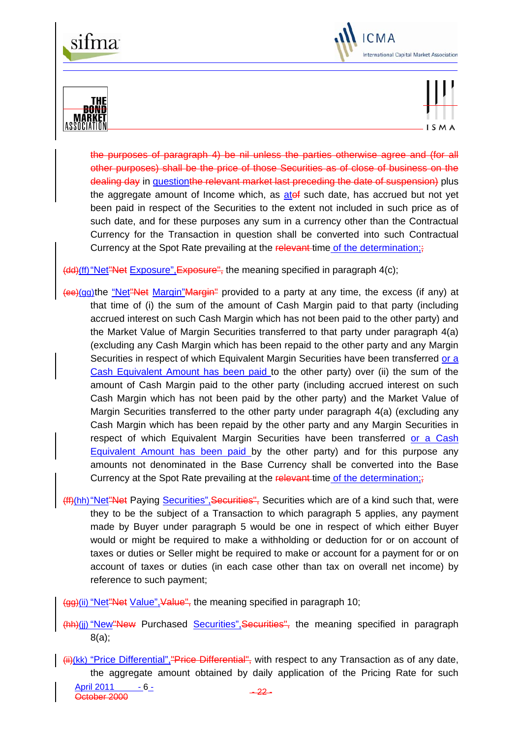the purposes of paragraph 4) be nil unless the parties otherwise agree and (for all other purposes) shall be the price of those Securities as of close of business on the dealing day in questionthe relevant market last preceding the date of suspension) plus the aggregate amount of Income which, as atof such date, has accrued but not yet been paid in respect of the Securities to the extent not included in such price as of such date, and for these purposes any sum in a currency other than the Contractual Currency for the Transaction in question shall be converted into such Contractual Currency at the Spot Rate prevailing at the relevant time of the determination;;

(dd)(ff) "Net"Net Exposure",Exposure", the meaning specified in paragraph 4(c);

(ee)(gg)the "Net"Net Margin"Margin" provided to a party at any time, the excess (if any) at that time of (i) the sum of the amount of Cash Margin paid to that party (including accrued interest on such Cash Margin which has not been paid to the other party) and the Market Value of Margin Securities transferred to that party under paragraph 4(a) (excluding any Cash Margin which has been repaid to the other party and any Margin Securities in respect of which Equivalent Margin Securities have been transferred or a Cash Equivalent Amount has been paid to the other party) over (ii) the sum of the amount of Cash Margin paid to the other party (including accrued interest on such Cash Margin which has not been paid by the other party) and the Market Value of Margin Securities transferred to the other party under paragraph 4(a) (excluding any Cash Margin which has been repaid by the other party and any Margin Securities in respect of which Equivalent Margin Securities have been transferred or a Cash Equivalent Amount has been paid by the other party) and for this purpose any amounts not denominated in the Base Currency shall be converted into the Base Currency at the Spot Rate prevailing at the relevant time of the determination;;

(ff)(hh) "Net"Net Paying Securities",Securities", Securities which are of a kind such that, were they to be the subject of a Transaction to which paragraph 5 applies, any payment made by Buyer under paragraph 5 would be one in respect of which either Buyer would or might be required to make a withholding or deduction for or on account of taxes or duties or Seller might be required to make or account for a payment for or on account of taxes or duties (in each case other than tax on overall net income) by reference to such payment;

(gg)(ii) "Net"Net Value",Value", the meaning specified in paragraph 10;

(hh)(jj) "New"New Purchased Securities",Securities", the meaning specified in paragraph 8(a);

(ii)(kk) "Price Differential","Price Differential", with respect to any Transaction as of any date, the aggregate amount obtained by daily application of the Pricing Rate for such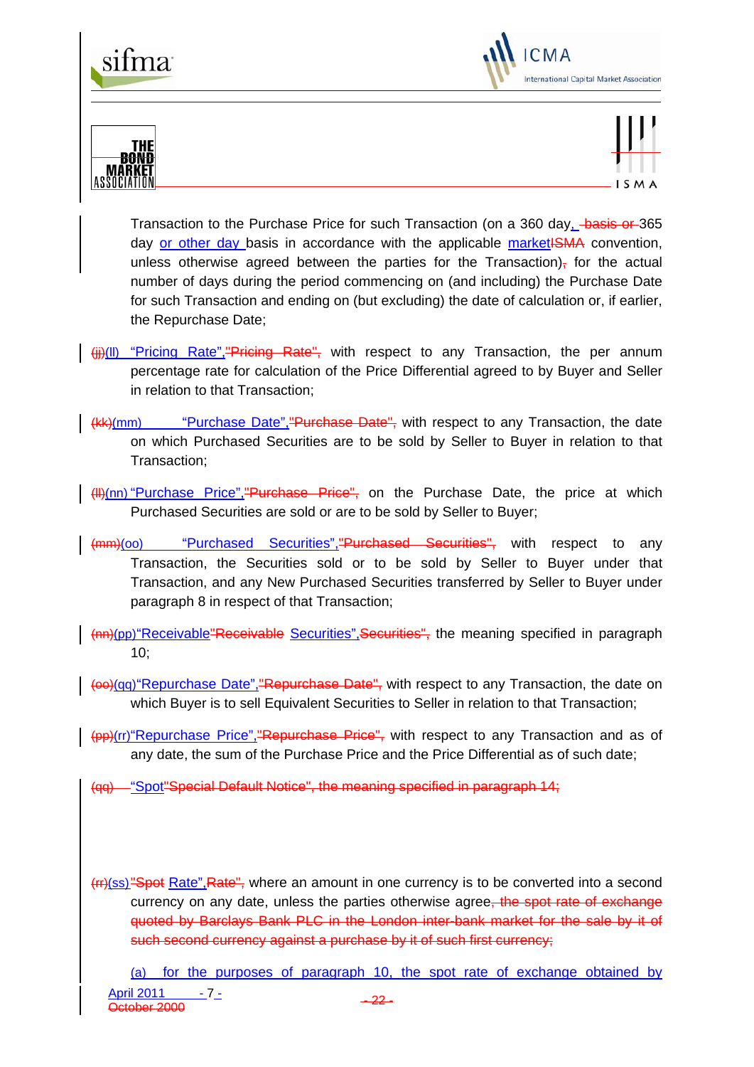Transaction to the Purchase Price for such Transaction (on a 360 day, ~~basis or~~ 365 day or other day basis in accordance with the applicable market~~ISMA~~ convention, unless otherwise agreed between the parties for the Transaction)~~,~~ for the actual number of days during the period commencing on (and including) the Purchase Date for such Transaction and ending on (but excluding) the date of calculation or, if earlier, the Repurchase Date;

~~(jj)~~(ll) "Pricing Rate",~~"Pricing Rate",~~ with respect to any Transaction, the per annum percentage rate for calculation of the Price Differential agreed to by Buyer and Seller in relation to that Transaction;

~~(kk)~~(mm) "Purchase Date",~~"Purchase Date",~~ with respect to any Transaction, the date on which Purchased Securities are to be sold by Seller to Buyer in relation to that Transaction;

~~(ll)~~(nn) "Purchase Price",~~"Purchase Price",~~ on the Purchase Date, the price at which Purchased Securities are sold or are to be sold by Seller to Buyer;

~~(mm)~~(oo) "Purchased Securities",~~"Purchased Securities",~~ with respect to any Transaction, the Securities sold or to be sold by Seller to Buyer under that Transaction, and any New Purchased Securities transferred by Seller to Buyer under paragraph 8 in respect of that Transaction;

~~(nn)~~(pp)"Receivable~~"Receivable~~ Securities",~~Securities",~~ the meaning specified in paragraph 10;

~~(oo)~~(qq)"Repurchase Date",~~"Repurchase Date",~~ with respect to any Transaction, the date on which Buyer is to sell Equivalent Securities to Seller in relation to that Transaction;

~~(pp)~~(rr)"Repurchase Price",~~"Repurchase Price",~~ with respect to any Transaction and as of any date, the sum of the Purchase Price and the Price Differential as of such date;

~~(qq)~~ "Spot~~"Special Default Notice", the meaning specified in paragraph 14;~~

~~(rr)~~(ss)~~"Spot~~ Rate",~~Rate",~~ where an amount in one currency is to be converted into a second currency on any date, unless the parties otherwise agree~~, the spot rate of exchange quoted by Barclays Bank PLC in the London inter-bank market for the sale by it of such second currency against a purchase by it of such first currency;~~

(a) for the purposes of paragraph 10, the spot rate of exchange obtained by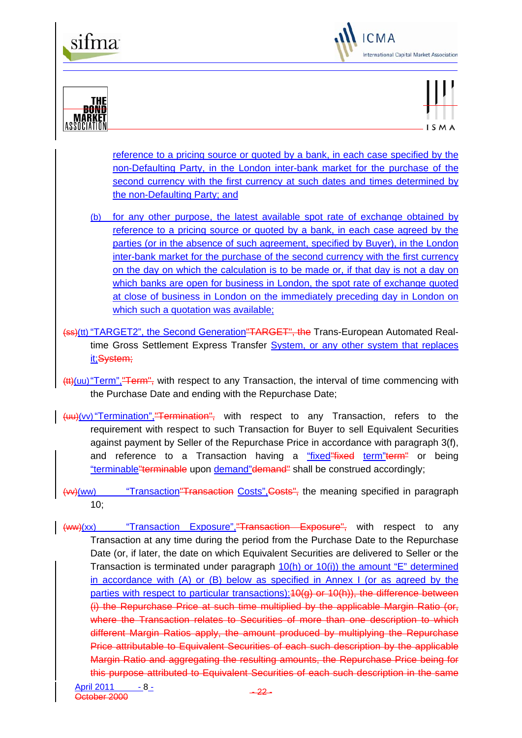reference to a pricing source or quoted by a bank, in each case specified by the non-Defaulting Party, in the London inter-bank market for the purchase of the second currency with the first currency at such dates and times determined by the non-Defaulting Party; and

(b) for any other purpose, the latest available spot rate of exchange obtained by reference to a pricing source or quoted by a bank, in each case agreed by the parties (or in the absence of such agreement, specified by Buyer), in the London inter-bank market for the purchase of the second currency with the first currency on the day on which the calculation is to be made or, if that day is not a day on which banks are open for business in London, the spot rate of exchange quoted at close of business in London on the immediately preceding day in London on which such a quotation was available;

~~(ss)~~(tt) "TARGET2", the Second Generation~~"TARGET", the~~ Trans-European Automated Real-time Gross Settlement Express Transfer System, or any other system that replaces it;~~System;~~

~~(tt)~~(uu) "Term",~~"Term",~~ with respect to any Transaction, the interval of time commencing with the Purchase Date and ending with the Repurchase Date;

~~(uu)~~(vv) "Termination",~~"Termination",~~ with respect to any Transaction, refers to the requirement with respect to such Transaction for Buyer to sell Equivalent Securities against payment by Seller of the Repurchase Price in accordance with paragraph 3(f), and reference to a Transaction having a "fixed~~"fixed~~ term"~~term"~~ or being "terminable~~"terminable~~ upon demand"~~demand"~~ shall be construed accordingly;

~~(vv)~~(ww) "Transaction~~"Transaction~~ Costs",~~Costs",~~ the meaning specified in paragraph 10;

~~(ww)~~(xx) "Transaction Exposure",~~"Transaction Exposure",~~ with respect to any Transaction at any time during the period from the Purchase Date to the Repurchase Date (or, if later, the date on which Equivalent Securities are delivered to Seller or the Transaction is terminated under paragraph 10(h) or 10(i)) the amount "E" determined in accordance with (A) or (B) below as specified in Annex I (or as agreed by the parties with respect to particular transactions):~~10(g) or 10(h)), the difference between (i) the Repurchase Price at such time multiplied by the applicable Margin Ratio (or, where the Transaction relates to Securities of more than one description to which different Margin Ratios apply, the amount produced by multiplying the Repurchase Price attributable to Equivalent Securities of each such description by the applicable Margin Ratio and aggregating the resulting amounts, the Repurchase Price being for this purpose attributed to Equivalent Securities of each such description in the same~~

April 2011 ~~October 2000~~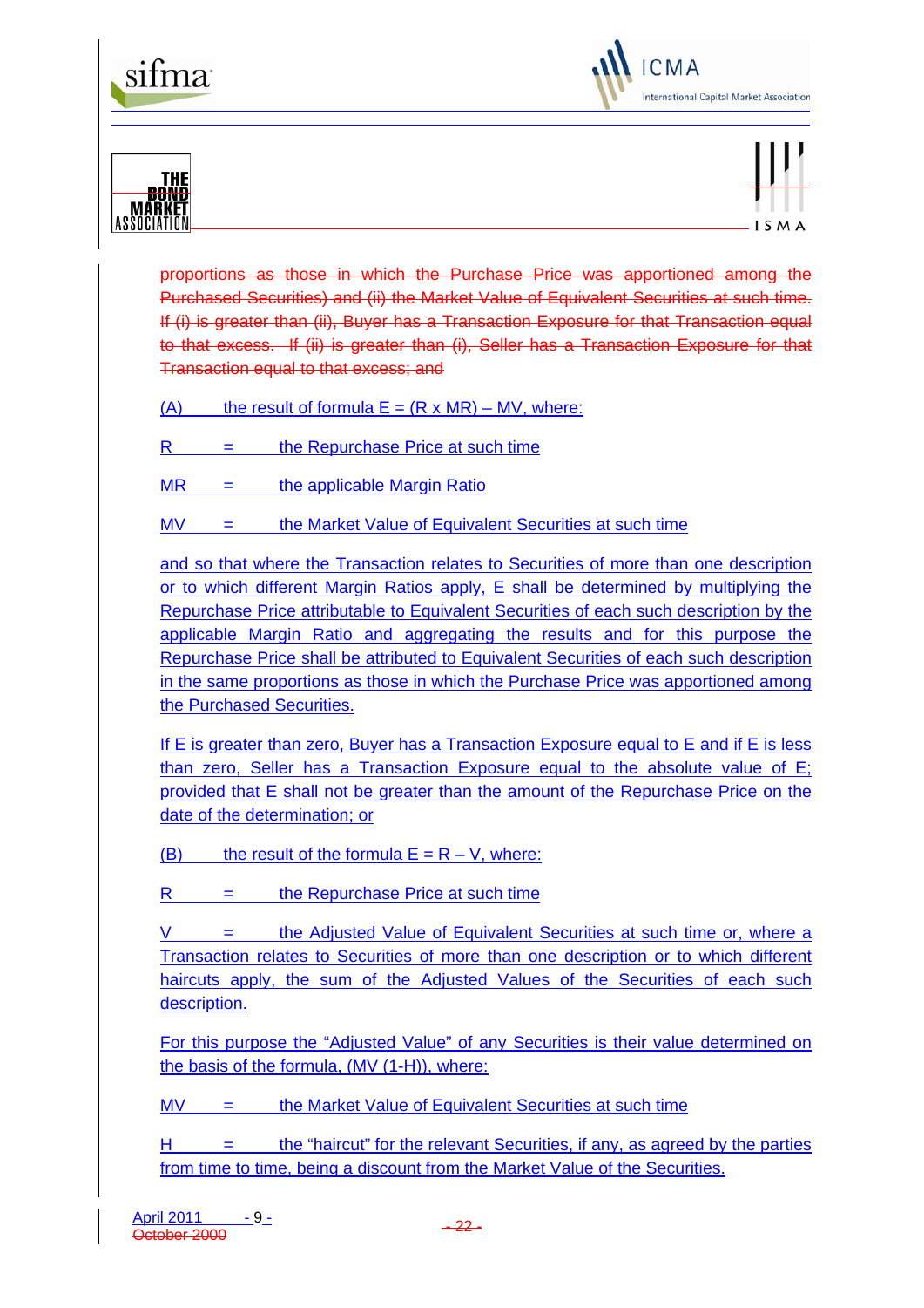~~proportions as those in which the Purchase Price was apportioned among the Purchased Securities) and (ii) the Market Value of Equivalent Securities at such time. If (i) is greater than (ii), Buyer has a Transaction Exposure for that Transaction equal to that excess. If (ii) is greater than (i), Seller has a Transaction Exposure for that Transaction equal to that excess; and~~

(A) the result of formula $E = (R \times MR) - MV$, where:

R = the Repurchase Price at such time

MR = the applicable Margin Ratio

MV = the Market Value of Equivalent Securities at such time

and so that where the Transaction relates to Securities of more than one description or to which different Margin Ratios apply, E shall be determined by multiplying the Repurchase Price attributable to Equivalent Securities of each such description by the applicable Margin Ratio and aggregating the results and for this purpose the Repurchase Price shall be attributed to Equivalent Securities of each such description in the same proportions as those in which the Purchase Price was apportioned among the Purchased Securities.

If E is greater than zero, Buyer has a Transaction Exposure equal to E and if E is less than zero, Seller has a Transaction Exposure equal to the absolute value of E; provided that E shall not be greater than the amount of the Repurchase Price on the date of the determination; or

(B) the result of the formula $E = R - V$, where:

R = the Repurchase Price at such time

V = the Adjusted Value of Equivalent Securities at such time or, where a Transaction relates to Securities of more than one description or to which different haircuts apply, the sum of the Adjusted Values of the Securities of each such description.

For this purpose the "Adjusted Value" of any Securities is their value determined on the basis of the formula, $(MV (1-H))$, where:

MV = the Market Value of Equivalent Securities at such time

H = the "haircut" for the relevant Securities, if any, as agreed by the parties from time to time, being a discount from the Market Value of the Securities.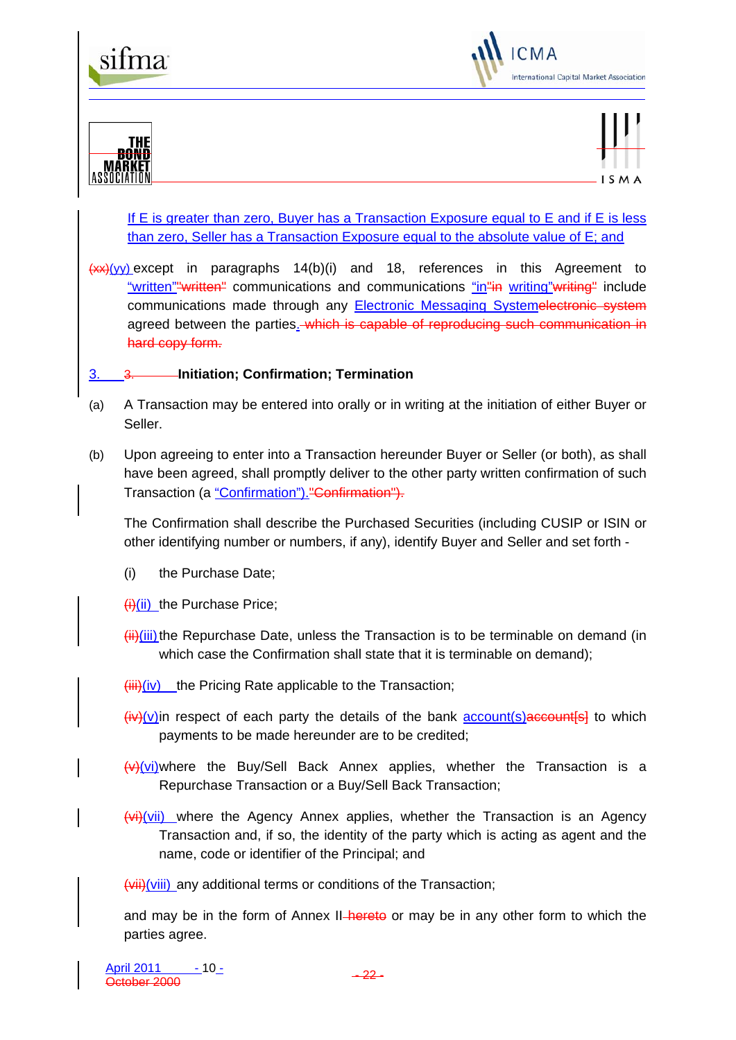If E is greater than zero, Buyer has a Transaction Exposure equal to E and if E is less than zero, Seller has a Transaction Exposure equal to the absolute value of E; and

~~(xx)~~(yy) except in paragraphs 14(b)(i) and 18, references in this Agreement to "written"~~"written"~~ communications and communications "in"~~"in~~ writing"~~writing"~~ include communications made through any Electronic Messaging System~~electronic system~~ agreed between the parties. ~~which is capable of reproducing such communication in hard copy form.~~

## 3. ~~3.~~ Initiation; Confirmation; Termination

(a) A Transaction may be entered into orally or in writing at the initiation of either Buyer or Seller.

(b) Upon agreeing to enter into a Transaction hereunder Buyer or Seller (or both), as shall have been agreed, shall promptly deliver to the other party written confirmation of such Transaction (a "Confirmation"). ~~"Confirmation").~~

The Confirmation shall describe the Purchased Securities (including CUSIP or ISIN or other identifying number or numbers, if any), identify Buyer and Seller and set forth -

(i) the Purchase Date;

~~(i)~~(ii) the Purchase Price;

~~(ii)~~(iii) the Repurchase Date, unless the Transaction is to be terminable on demand (in which case the Confirmation shall state that it is terminable on demand);

~~(iii)~~(iv) the Pricing Rate applicable to the Transaction;

~~(iv)~~(v) in respect of each party the details of the bank account(s)~~account[s]~~ to which payments to be made hereunder are to be credited;

~~(v)~~(vi) where the Buy/Sell Back Annex applies, whether the Transaction is a Repurchase Transaction or a Buy/Sell Back Transaction;

~~(vi)~~(vii) where the Agency Annex applies, whether the Transaction is an Agency Transaction and, if so, the identity of the party which is acting as agent and the name, code or identifier of the Principal; and

~~(vii)~~(viii) any additional terms or conditions of the Transaction;

and may be in the form of Annex II ~~hereto~~ or may be in any other form to which the parties agree.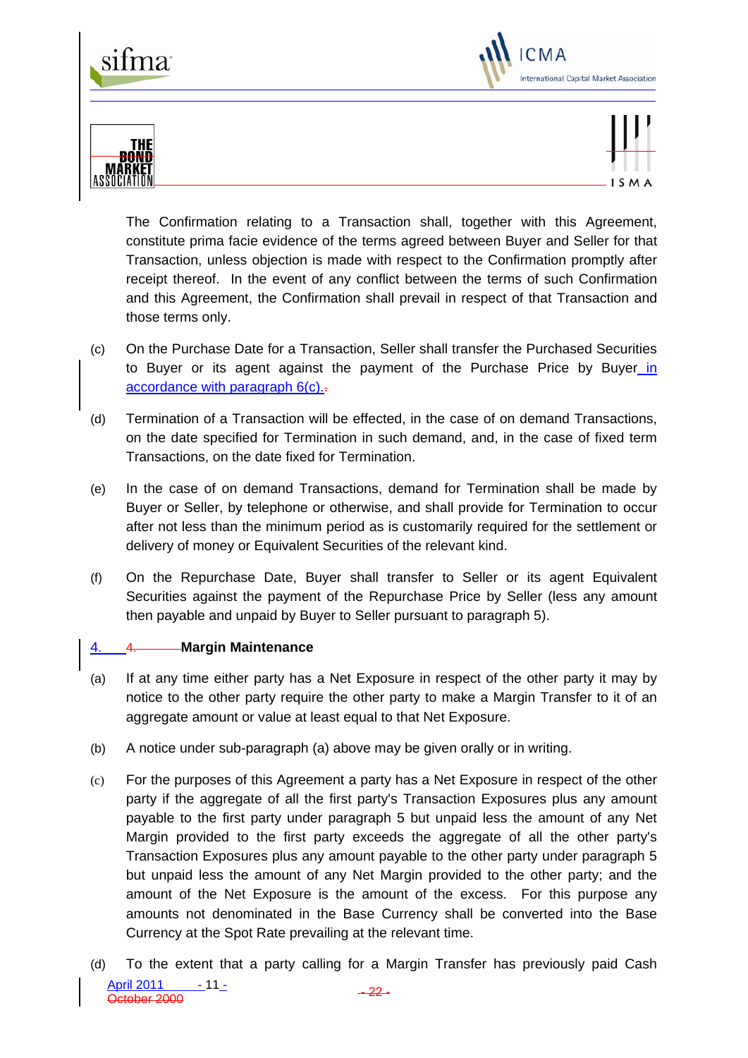The Confirmation relating to a Transaction shall, together with this Agreement, constitute prima facie evidence of the terms agreed between Buyer and Seller for that Transaction, unless objection is made with respect to the Confirmation promptly after receipt thereof. In the event of any conflict between the terms of such Confirmation and this Agreement, the Confirmation shall prevail in respect of that Transaction and those terms only.

(c) On the Purchase Date for a Transaction, Seller shall transfer the Purchased Securities to Buyer or its agent against the payment of the Purchase Price by Buyer in accordance with paragraph 6(c).

(d) Termination of a Transaction will be effected, in the case of on demand Transactions, on the date specified for Termination in such demand, and, in the case of fixed term Transactions, on the date fixed for Termination.

(e) In the case of on demand Transactions, demand for Termination shall be made by Buyer or Seller, by telephone or otherwise, and shall provide for Termination to occur after not less than the minimum period as is customarily required for the settlement or delivery of money or Equivalent Securities of the relevant kind.

(f) On the Repurchase Date, Buyer shall transfer to Seller or its agent Equivalent Securities against the payment of the Repurchase Price by Seller (less any amount then payable and unpaid by Buyer to Seller pursuant to paragraph 5).

## 4. Margin Maintenance

(a) If at any time either party has a Net Exposure in respect of the other party it may by notice to the other party require the other party to make a Margin Transfer to it of an aggregate amount or value at least equal to that Net Exposure.

(b) A notice under sub-paragraph (a) above may be given orally or in writing.

(c) For the purposes of this Agreement a party has a Net Exposure in respect of the other party if the aggregate of all the first party's Transaction Exposures plus any amount payable to the first party under paragraph 5 but unpaid less the amount of any Net Margin provided to the first party exceeds the aggregate of all the other party's Transaction Exposures plus any amount payable to the other party under paragraph 5 but unpaid less the amount of any Net Margin provided to the other party; and the amount of the Net Exposure is the amount of the excess. For this purpose any amounts not denominated in the Base Currency shall be converted into the Base Currency at the Spot Rate prevailing at the relevant time.

(d) To the extent that a party calling for a Margin Transfer has previously paid Cash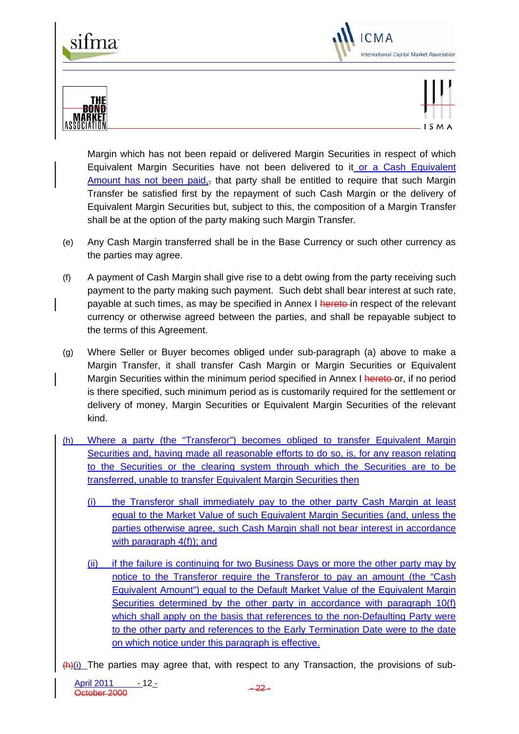Margin which has not been repaid or delivered Margin Securities in respect of which Equivalent Margin Securities have not been delivered to it or a Cash Equivalent Amount has not been paid, that party shall be entitled to require that such Margin Transfer be satisfied first by the repayment of such Cash Margin or the delivery of Equivalent Margin Securities but, subject to this, the composition of a Margin Transfer shall be at the option of the party making such Margin Transfer.

(e) Any Cash Margin transferred shall be in the Base Currency or such other currency as the parties may agree.

(f) A payment of Cash Margin shall give rise to a debt owing from the party receiving such payment to the party making such payment. Such debt shall bear interest at such rate, payable at such times, as may be specified in Annex I in respect of the relevant currency or otherwise agreed between the parties, and shall be repayable subject to the terms of this Agreement.

(g) Where Seller or Buyer becomes obliged under sub-paragraph (a) above to make a Margin Transfer, it shall transfer Cash Margin or Margin Securities or Equivalent Margin Securities within the minimum period specified in Annex I or, if no period is there specified, such minimum period as is customarily required for the settlement or delivery of money, Margin Securities or Equivalent Margin Securities of the relevant kind.

(h) Where a party (the "Transferor") becomes obliged to transfer Equivalent Margin Securities and, having made all reasonable efforts to do so, is, for any reason relating to the Securities or the clearing system through which the Securities are to be transferred, unable to transfer Equivalent Margin Securities then

(i) the Transferor shall immediately pay to the other party Cash Margin at least equal to the Market Value of such Equivalent Margin Securities (and, unless the parties otherwise agree, such Cash Margin shall not bear interest in accordance with paragraph 4(f)); and

(ii) if the failure is continuing for two Business Days or more the other party may by notice to the Transferor require the Transferor to pay an amount (the "Cash Equivalent Amount") equal to the Default Market Value of the Equivalent Margin Securities determined by the other party in accordance with paragraph 10(f) which shall apply on the basis that references to the non-Defaulting Party were to the other party and references to the Early Termination Date were to the date on which notice under this paragraph is effective.

(i) The parties may agree that, with respect to any Transaction, the provisions of sub-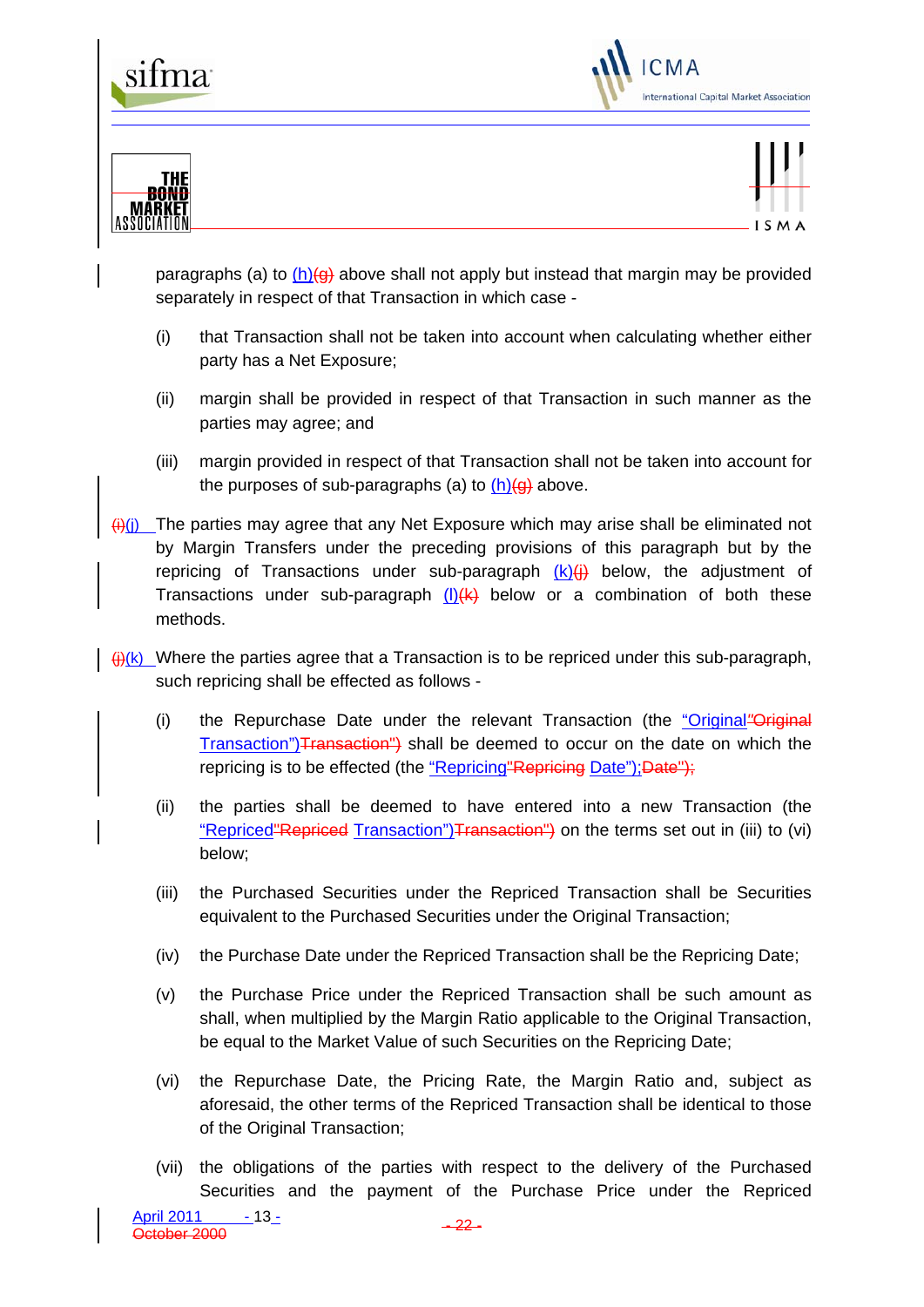paragraphs (a) to (h)~~(g)~~ above shall not apply but instead that margin may be provided separately in respect of that Transaction in which case -

(i) that Transaction shall not be taken into account when calculating whether either party has a Net Exposure;

(ii) margin shall be provided in respect of that Transaction in such manner as the parties may agree; and

(iii) margin provided in respect of that Transaction shall not be taken into account for the purposes of sub-paragraphs (a) to (h)~~(g)~~ above.

~~(i)~~(j) The parties may agree that any Net Exposure which may arise shall be eliminated not by Margin Transfers under the preceding provisions of this paragraph but by the repricing of Transactions under sub-paragraph (k)~~(j)~~ below, the adjustment of Transactions under sub-paragraph (l)~~(k)~~ below or a combination of both these methods.

~~(j)~~(k) Where the parties agree that a Transaction is to be repriced under this sub-paragraph, such repricing shall be effected as follows -

(i) the Repurchase Date under the relevant Transaction (the "Original~~"Original~~ Transaction")~~Transaction")~~ shall be deemed to occur on the date on which the repricing is to be effected (the "Repricing~~"Repricing~~ Date");~~Date");~~

(ii) the parties shall be deemed to have entered into a new Transaction (the "Repriced~~"Repriced~~ Transaction")~~Transaction")~~ on the terms set out in (iii) to (vi) below;

(iii) the Purchased Securities under the Repriced Transaction shall be Securities equivalent to the Purchased Securities under the Original Transaction;

(iv) the Purchase Date under the Repriced Transaction shall be the Repricing Date;

(v) the Purchase Price under the Repriced Transaction shall be such amount as shall, when multiplied by the Margin Ratio applicable to the Original Transaction, be equal to the Market Value of such Securities on the Repricing Date;

(vi) the Repurchase Date, the Pricing Rate, the Margin Ratio and, subject as aforesaid, the other terms of the Repriced Transaction shall be identical to those of the Original Transaction;

(vii) the obligations of the parties with respect to the delivery of the Purchased Securities and the payment of the Purchase Price under the Repriced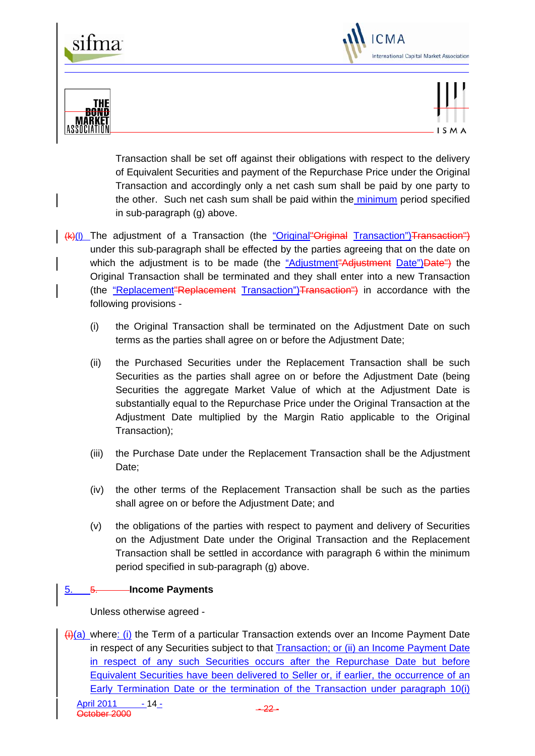Transaction shall be set off against their obligations with respect to the delivery of Equivalent Securities and payment of the Repurchase Price under the Original Transaction and accordingly only a net cash sum shall be paid by one party to the other. Such net cash sum shall be paid within the minimum period specified in sub-paragraph (g) above.

~~(k)~~(l) The adjustment of a Transaction (the "Original ~~"Original~~ Transaction") ~~Transaction")~~ under this sub-paragraph shall be effected by the parties agreeing that on the date on which the adjustment is to be made (the "Adjustment ~~"Adjustment~~ Date") ~~Date")~~ the Original Transaction shall be terminated and they shall enter into a new Transaction (the "Replacement ~~"Replacement~~ Transaction") ~~Transaction")~~ in accordance with the following provisions -

(i) the Original Transaction shall be terminated on the Adjustment Date on such terms as the parties shall agree on or before the Adjustment Date;

(ii) the Purchased Securities under the Replacement Transaction shall be such Securities as the parties shall agree on or before the Adjustment Date (being Securities the aggregate Market Value of which at the Adjustment Date is substantially equal to the Repurchase Price under the Original Transaction at the Adjustment Date multiplied by the Margin Ratio applicable to the Original Transaction);

(iii) the Purchase Date under the Replacement Transaction shall be the Adjustment Date;

(iv) the other terms of the Replacement Transaction shall be such as the parties shall agree on or before the Adjustment Date; and

(v) the obligations of the parties with respect to payment and delivery of Securities on the Adjustment Date under the Original Transaction and the Replacement Transaction shall be settled in accordance with paragraph 6 within the minimum period specified in sub-paragraph (g) above.

## 5. ~~5.~~ Income Payments

Unless otherwise agreed -

~~(i)~~(a) where: (i) the Term of a particular Transaction extends over an Income Payment Date in respect of any Securities subject to that Transaction; or (ii) an Income Payment Date in respect of any such Securities occurs after the Repurchase Date but before Equivalent Securities have been delivered to Seller or, if earlier, the occurrence of an Early Termination Date or the termination of the Transaction under paragraph 10(i)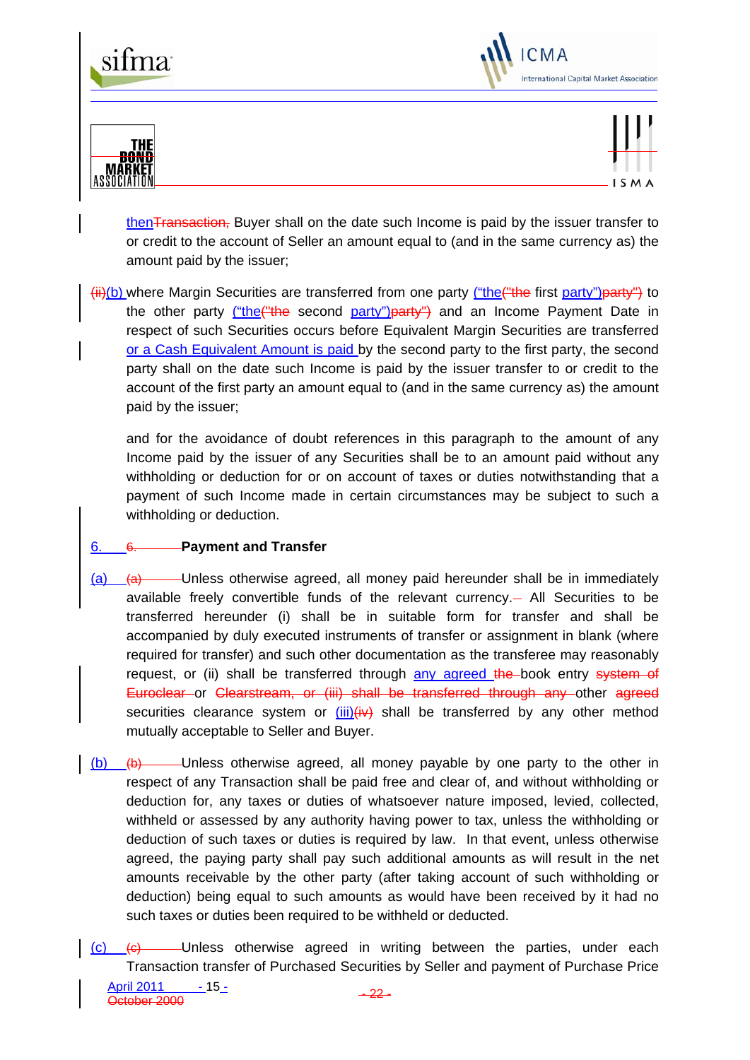thenTransaction, Buyer shall on the date such Income is paid by the issuer transfer to or credit to the account of Seller an amount equal to (and in the same currency as) the amount paid by the issuer;

(ii)(b) where Margin Securities are transferred from one party ("the("the first party")party") to the other party ("the("the second party")party") and an Income Payment Date in respect of such Securities occurs before Equivalent Margin Securities are transferred or a Cash Equivalent Amount is paid by the second party to the first party, the second party shall on the date such Income is paid by the issuer transfer to or credit to the account of the first party an amount equal to (and in the same currency as) the amount paid by the issuer;

and for the avoidance of doubt references in this paragraph to the amount of any Income paid by the issuer of any Securities shall be to an amount paid without any withholding or deduction for or on account of taxes or duties notwithstanding that a payment of such Income made in certain circumstances may be subject to such a withholding or deduction.

## 6. 6. Payment and Transfer

(a) (a) Unless otherwise agreed, all money paid hereunder shall be in immediately available freely convertible funds of the relevant currency. All Securities to be transferred hereunder (i) shall be in suitable form for transfer and shall be accompanied by duly executed instruments of transfer or assignment in blank (where required for transfer) and such other documentation as the transferee may reasonably request, or (ii) shall be transferred through any agreed the book entry system of Euroclear or Clearstream, or (iii) shall be transferred through any other agreed securities clearance system or (iii)(iv) shall be transferred by any other method mutually acceptable to Seller and Buyer.

(b) (b) Unless otherwise agreed, all money payable by one party to the other in respect of any Transaction shall be paid free and clear of, and without withholding or deduction for, any taxes or duties of whatsoever nature imposed, levied, collected, withheld or assessed by any authority having power to tax, unless the withholding or deduction of such taxes or duties is required by law. In that event, unless otherwise agreed, the paying party shall pay such additional amounts as will result in the net amounts receivable by the other party (after taking account of such withholding or deduction) being equal to such amounts as would have been received by it had no such taxes or duties been required to be withheld or deducted.

(c) (c) Unless otherwise agreed in writing between the parties, under each Transaction transfer of Purchased Securities by Seller and payment of Purchase Price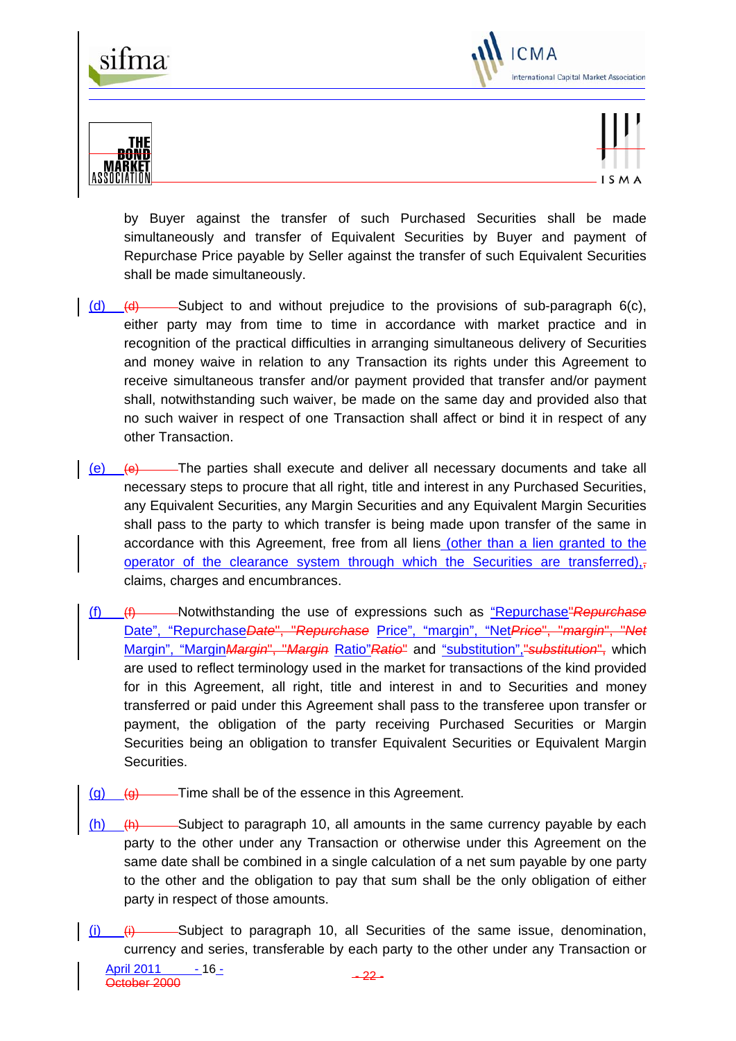by Buyer against the transfer of such Purchased Securities shall be made simultaneously and transfer of Equivalent Securities by Buyer and payment of Repurchase Price payable by Seller against the transfer of such Equivalent Securities shall be made simultaneously.

(d) Subject to and without prejudice to the provisions of sub-paragraph 6(c), either party may from time to time in accordance with market practice and in recognition of the practical difficulties in arranging simultaneous delivery of Securities and money waive in relation to any Transaction its rights under this Agreement to receive simultaneous transfer and/or payment provided that transfer and/or payment shall, notwithstanding such waiver, be made on the same day and provided also that no such waiver in respect of one Transaction shall affect or bind it in respect of any other Transaction.

(e) The parties shall execute and deliver all necessary documents and take all necessary steps to procure that all right, title and interest in any Purchased Securities, any Equivalent Securities, any Margin Securities and any Equivalent Margin Securities shall pass to the party to which transfer is being made upon transfer of the same in accordance with this Agreement, free from all liens (other than a lien granted to the operator of the clearance system through which the Securities are transferred), claims, charges and encumbrances.

(f) Notwithstanding the use of expressions such as "Repurchase Date", "Repurchase Price", "margin", "Net Margin", "Margin Ratio" and "substitution", which are used to reflect terminology used in the market for transactions of the kind provided for in this Agreement, all right, title and interest in and to Securities and money transferred or paid under this Agreement shall pass to the transferee upon transfer or payment, the obligation of the party receiving Purchased Securities or Margin Securities being an obligation to transfer Equivalent Securities or Equivalent Margin Securities.

(g) Time shall be of the essence in this Agreement.

(h) Subject to paragraph 10, all amounts in the same currency payable by each party to the other under any Transaction or otherwise under this Agreement on the same date shall be combined in a single calculation of a net sum payable by one party to the other and the obligation to pay that sum shall be the only obligation of either party in respect of those amounts.

(i) Subject to paragraph 10, all Securities of the same issue, denomination, currency and series, transferable by each party to the other under any Transaction or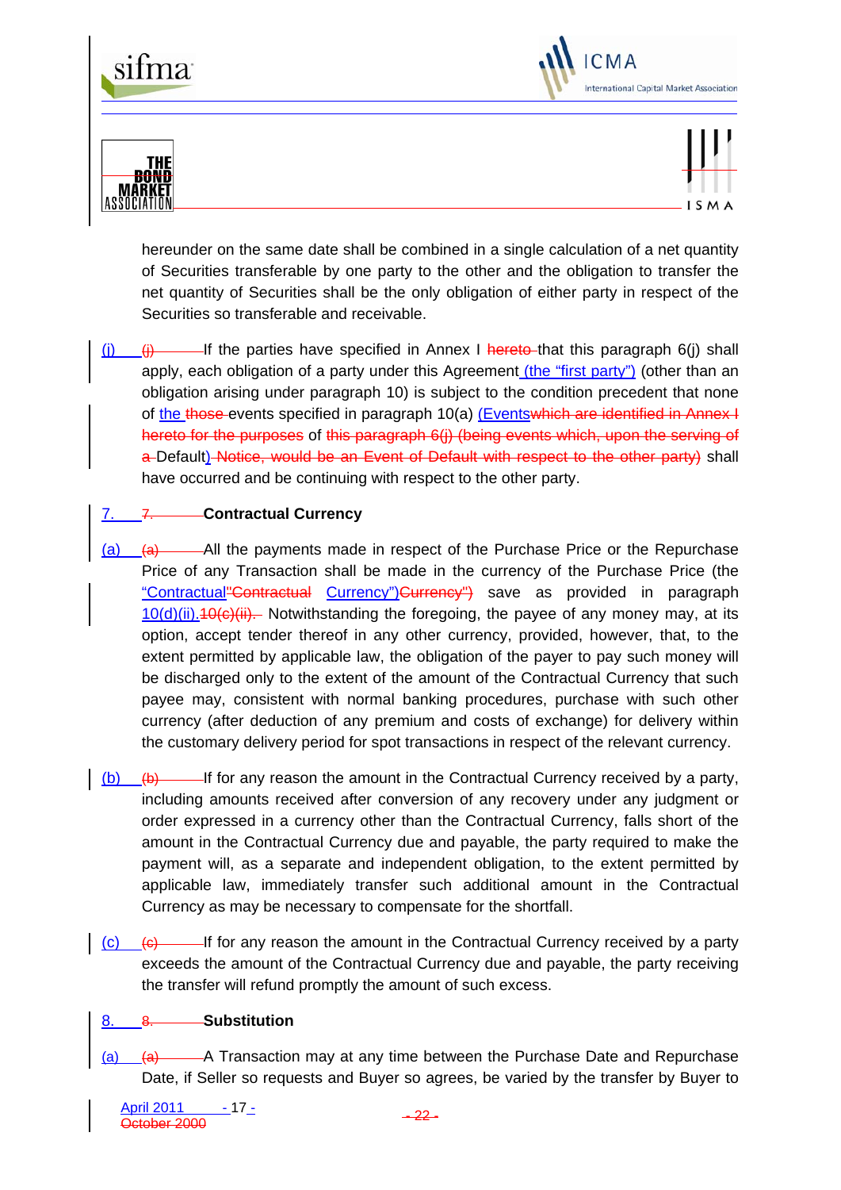hereunder on the same date shall be combined in a single calculation of a net quantity of Securities transferable by one party to the other and the obligation to transfer the net quantity of Securities shall be the only obligation of either party in respect of the Securities so transferable and receivable.

(j) (j) If the parties have specified in Annex I hereto that this paragraph 6(j) shall apply, each obligation of a party under this Agreement (the "first party") (other than an obligation arising under paragraph 10) is subject to the condition precedent that none of the those events specified in paragraph 10(a) (Events which are identified in Annex I hereto for the purposes of this paragraph 6(j) (being events which, upon the serving of a Default) Notice, would be an Event of Default with respect to the other party) shall have occurred and be continuing with respect to the other party.

## 7. 7. Contractual Currency

(a) (a) All the payments made in respect of the Purchase Price or the Repurchase Price of any Transaction shall be made in the currency of the Purchase Price (the "Contractual"Contractual Currency")Currency") save as provided in paragraph 10(d)(ii).10(c)(ii). Notwithstanding the foregoing, the payee of any money may, at its option, accept tender thereof in any other currency, provided, however, that, to the extent permitted by applicable law, the obligation of the payer to pay such money will be discharged only to the extent of the amount of the Contractual Currency that such payee may, consistent with normal banking procedures, purchase with such other currency (after deduction of any premium and costs of exchange) for delivery within the customary delivery period for spot transactions in respect of the relevant currency.

(b) (b) If for any reason the amount in the Contractual Currency received by a party, including amounts received after conversion of any recovery under any judgment or order expressed in a currency other than the Contractual Currency, falls short of the amount in the Contractual Currency due and payable, the party required to make the payment will, as a separate and independent obligation, to the extent permitted by applicable law, immediately transfer such additional amount in the Contractual Currency as may be necessary to compensate for the shortfall.

(c) (c) If for any reason the amount in the Contractual Currency received by a party exceeds the amount of the Contractual Currency due and payable, the party receiving the transfer will refund promptly the amount of such excess.

## 8. 8. Substitution

(a) (a) A Transaction may at any time between the Purchase Date and Repurchase Date, if Seller so requests and Buyer so agrees, be varied by the transfer by Buyer to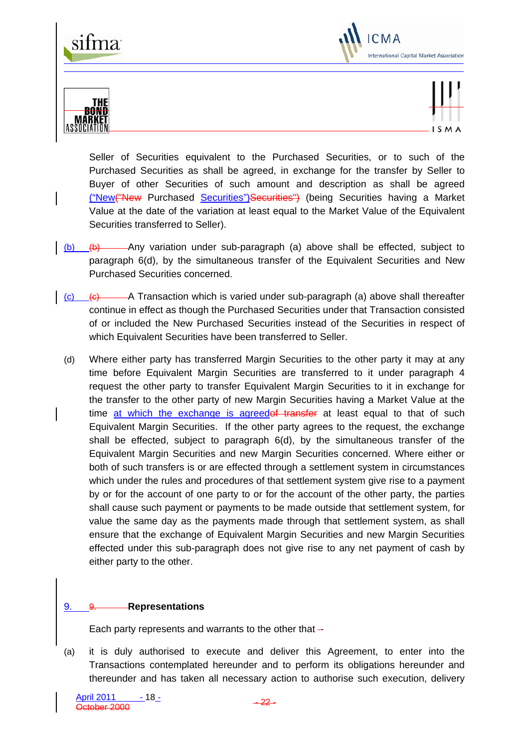Seller of Securities equivalent to the Purchased Securities, or to such of the Purchased Securities as shall be agreed, in exchange for the transfer by Seller to Buyer of other Securities of such amount and description as shall be agreed ("New Purchased Securities") (being Securities having a Market Value at the date of the variation at least equal to the Market Value of the Equivalent Securities transferred to Seller).

(b) Any variation under sub-paragraph (a) above shall be effected, subject to paragraph 6(d), by the simultaneous transfer of the Equivalent Securities and New Purchased Securities concerned.

(c) A Transaction which is varied under sub-paragraph (a) above shall thereafter continue in effect as though the Purchased Securities under that Transaction consisted of or included the New Purchased Securities instead of the Securities in respect of which Equivalent Securities have been transferred to Seller.

(d) Where either party has transferred Margin Securities to the other party it may at any time before Equivalent Margin Securities are transferred to it under paragraph 4 request the other party to transfer Equivalent Margin Securities to it in exchange for the transfer to the other party of new Margin Securities having a Market Value at the time at which the exchange is agreed at least equal to that of such Equivalent Margin Securities. If the other party agrees to the request, the exchange shall be effected, subject to paragraph 6(d), by the simultaneous transfer of the Equivalent Margin Securities and new Margin Securities concerned. Where either or both of such transfers is or are effected through a settlement system in circumstances which under the rules and procedures of that settlement system give rise to a payment by or for the account of one party to or for the account of the other party, the parties shall cause such payment or payments to be made outside that settlement system, for value the same day as the payments made through that settlement system, as shall ensure that the exchange of Equivalent Margin Securities and new Margin Securities effected under this sub-paragraph does not give rise to any net payment of cash by either party to the other.

## 9. Representations

Each party represents and warrants to the other that -

(a) it is duly authorised to execute and deliver this Agreement, to enter into the Transactions contemplated hereunder and to perform its obligations hereunder and thereunder and has taken all necessary action to authorise such execution, delivery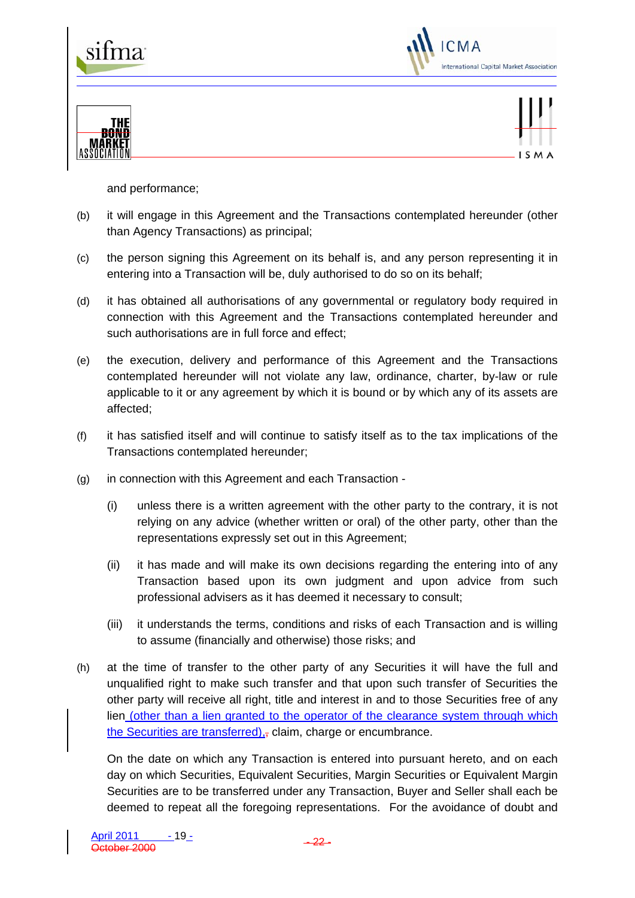and performance;

(b) it will engage in this Agreement and the Transactions contemplated hereunder (other than Agency Transactions) as principal;

(c) the person signing this Agreement on its behalf is, and any person representing it in entering into a Transaction will be, duly authorised to do so on its behalf;

(d) it has obtained all authorisations of any governmental or regulatory body required in connection with this Agreement and the Transactions contemplated hereunder and such authorisations are in full force and effect;

(e) the execution, delivery and performance of this Agreement and the Transactions contemplated hereunder will not violate any law, ordinance, charter, by-law or rule applicable to it or any agreement by which it is bound or by which any of its assets are affected;

(f) it has satisfied itself and will continue to satisfy itself as to the tax implications of the Transactions contemplated hereunder;

(g) in connection with this Agreement and each Transaction -

  (i) unless there is a written agreement with the other party to the contrary, it is not relying on any advice (whether written or oral) of the other party, other than the representations expressly set out in this Agreement;

  (ii) it has made and will make its own decisions regarding the entering into of any Transaction based upon its own judgment and upon advice from such professional advisers as it has deemed it necessary to consult;

  (iii) it understands the terms, conditions and risks of each Transaction and is willing to assume (financially and otherwise) those risks; and

(h) at the time of transfer to the other party of any Securities it will have the full and unqualified right to make such transfer and that upon such transfer of Securities the other party will receive all right, title and interest in and to those Securities free of any lien (other than a lien granted to the operator of the clearance system through which the Securities are transferred), claim, charge or encumbrance.

On the date on which any Transaction is entered into pursuant hereto, and on each day on which Securities, Equivalent Securities, Margin Securities or Equivalent Margin Securities are to be transferred under any Transaction, Buyer and Seller shall each be deemed to repeat all the foregoing representations. For the avoidance of doubt and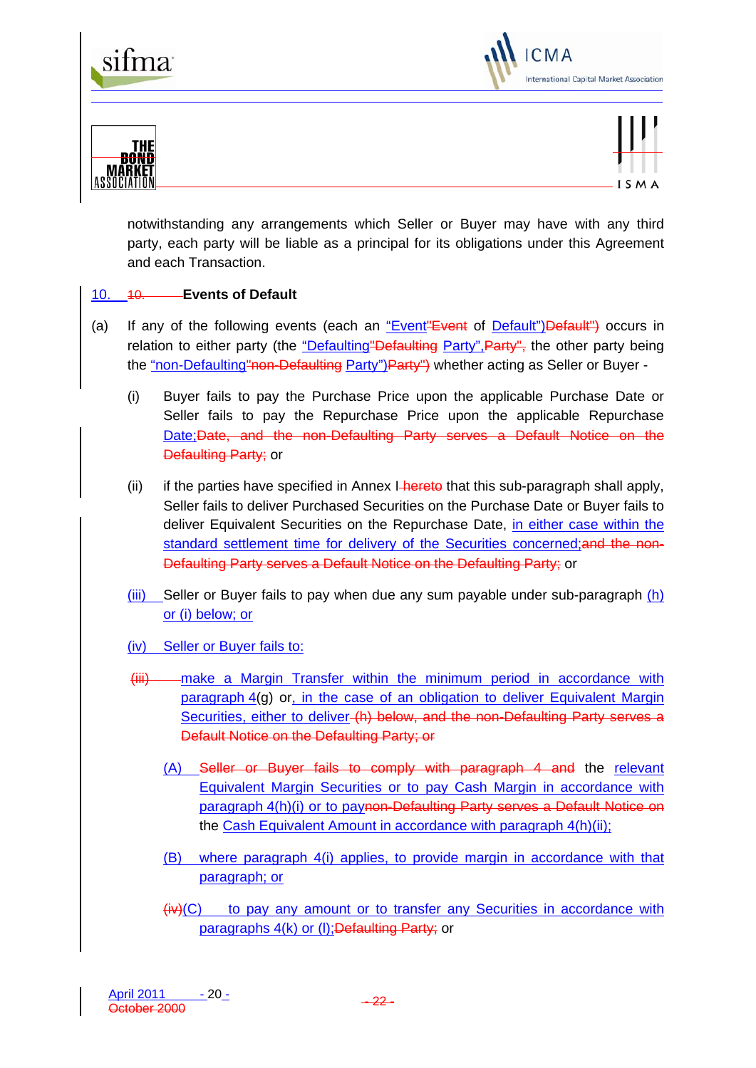notwithstanding any arrangements which Seller or Buyer may have with any third party, each party will be liable as a principal for its obligations under this Agreement and each Transaction.

## 10. 10. Events of Default

(a) If any of the following events (each an "Event"Event of Default")Default") occurs in relation to either party (the "Defaulting"Defaulting Party",Party", the other party being the "non-Defaulting"non-Defaulting Party")Party") whether acting as Seller or Buyer -

(i) Buyer fails to pay the Purchase Price upon the applicable Purchase Date or Seller fails to pay the Repurchase Price upon the applicable Repurchase Date;Date, and the non-Defaulting Party serves a Default Notice on the Defaulting Party; or

(ii) if the parties have specified in Annex I hereto that this sub-paragraph shall apply, Seller fails to deliver Purchased Securities on the Purchase Date or Buyer fails to deliver Equivalent Securities on the Repurchase Date, in either case within the standard settlement time for delivery of the Securities concerned;and the non-Defaulting Party serves a Default Notice on the Defaulting Party; or

(iii) Seller or Buyer fails to pay when due any sum payable under sub-paragraph (h) or (i) below; or

(iv) Seller or Buyer fails to:

(iii) make a Margin Transfer within the minimum period in accordance with paragraph 4(g) or, in the case of an obligation to deliver Equivalent Margin Securities, either to deliver (h) below, and the non-Defaulting Party serves a Default Notice on the Defaulting Party; or

(A) Seller or Buyer fails to comply with paragraph 4 and the relevant Equivalent Margin Securities or to pay Cash Margin in accordance with paragraph 4(h)(i) or to paynon-Defaulting Party serves a Default Notice on the Cash Equivalent Amount in accordance with paragraph 4(h)(ii);

(B) where paragraph 4(i) applies, to provide margin in accordance with that paragraph; or

(iv)(C) to pay any amount or to transfer any Securities in accordance with paragraphs 4(k) or (l);Defaulting Party; or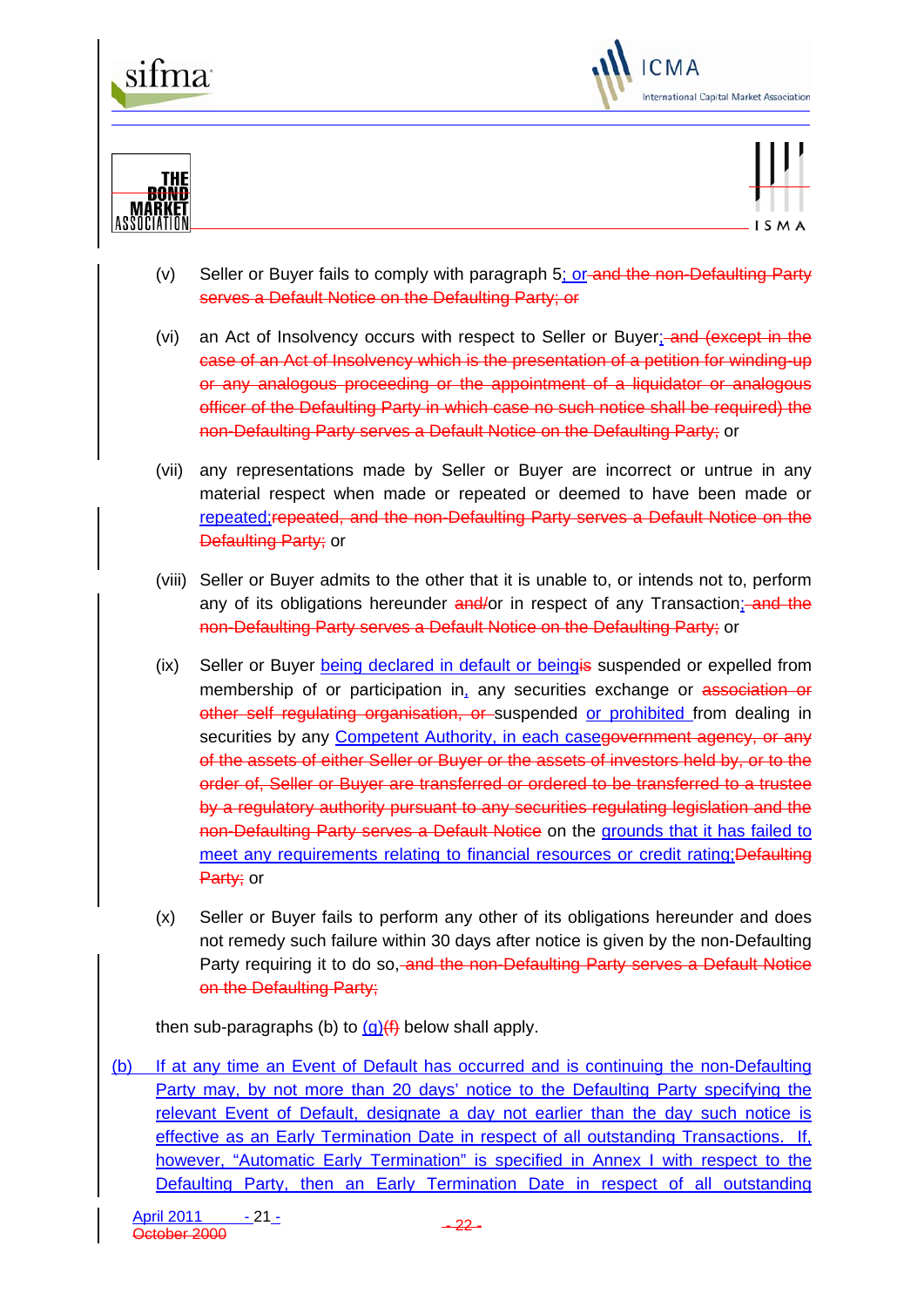(v) Seller or Buyer fails to comply with paragraph 5; or and the non-Defaulting Party serves a Default Notice on the Defaulting Party; or

(vi) an Act of Insolvency occurs with respect to Seller or Buyer; and (except in the case of an Act of Insolvency which is the presentation of a petition for winding-up or any analogous proceeding or the appointment of a liquidator or analogous officer of the Defaulting Party in which case no such notice shall be required) the non-Defaulting Party serves a Default Notice on the Defaulting Party; or

(vii) any representations made by Seller or Buyer are incorrect or untrue in any material respect when made or repeated or deemed to have been made or repeated;repeated, and the non-Defaulting Party serves a Default Notice on the Defaulting Party; or

(viii) Seller or Buyer admits to the other that it is unable to, or intends not to, perform any of its obligations hereunder and/or in respect of any Transaction; and the non-Defaulting Party serves a Default Notice on the Defaulting Party; or

(ix) Seller or Buyer being declared in default or beingis suspended or expelled from membership of or participation in, any securities exchange or association or other self regulating organisation, or suspended or prohibited from dealing in securities by any Competent Authority, in each casegovernment agency, or any of the assets of either Seller or Buyer or the assets of investors held by, or to the order of, Seller or Buyer are transferred or ordered to be transferred to a trustee by a regulatory authority pursuant to any securities regulating legislation and the non-Defaulting Party serves a Default Notice on the grounds that it has failed to meet any requirements relating to financial resources or credit rating;Defaulting Party; or

(x) Seller or Buyer fails to perform any other of its obligations hereunder and does not remedy such failure within 30 days after notice is given by the non-Defaulting Party requiring it to do so, and the non-Defaulting Party serves a Default Notice on the Defaulting Party;

then sub-paragraphs (b) to (g)(f) below shall apply.

(b) If at any time an Event of Default has occurred and is continuing the non-Defaulting Party may, by not more than 20 days' notice to the Defaulting Party specifying the relevant Event of Default, designate a day not earlier than the day such notice is effective as an Early Termination Date in respect of all outstanding Transactions. If, however, "Automatic Early Termination" is specified in Annex I with respect to the Defaulting Party, then an Early Termination Date in respect of all outstanding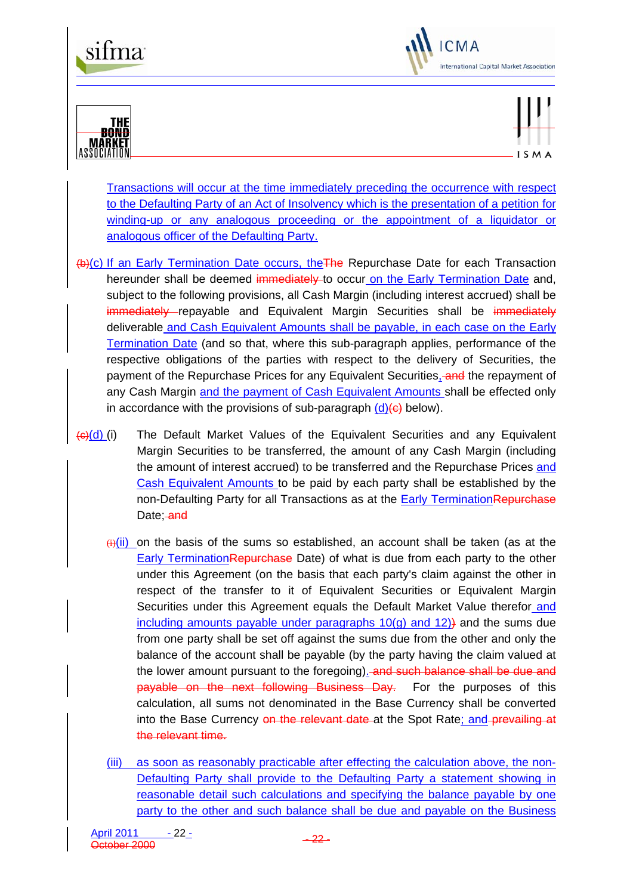Transactions will occur at the time immediately preceding the occurrence with respect to the Defaulting Party of an Act of Insolvency which is the presentation of a petition for winding-up or any analogous proceeding or the appointment of a liquidator or analogous officer of the Defaulting Party.

~~(b)~~(c) If an Early Termination Date occurs, the~~The~~ Repurchase Date for each Transaction hereunder shall be deemed ~~immediately~~ to occur on the Early Termination Date and, subject to the following provisions, all Cash Margin (including interest accrued) shall be ~~immediately~~ repayable and Equivalent Margin Securities shall be ~~immediately~~ deliverable and Cash Equivalent Amounts shall be payable, in each case on the Early Termination Date (and so that, where this sub-paragraph applies, performance of the respective obligations of the parties with respect to the delivery of Securities, the payment of the Repurchase Prices for any Equivalent Securities, ~~and~~ the repayment of any Cash Margin and the payment of Cash Equivalent Amounts shall be effected only in accordance with the provisions of sub-paragraph (d)~~(c)~~ below).

~~(c)~~(d) (i) The Default Market Values of the Equivalent Securities and any Equivalent Margin Securities to be transferred, the amount of any Cash Margin (including the amount of interest accrued) to be transferred and the Repurchase Prices and Cash Equivalent Amounts to be paid by each party shall be established by the non-Defaulting Party for all Transactions as at the Early Termination~~Repurchase~~ Date; ~~and~~

~~(i)~~(ii) on the basis of the sums so established, an account shall be taken (as at the Early Termination~~Repurchase~~ Date) of what is due from each party to the other under this Agreement (on the basis that each party's claim against the other in respect of the transfer to it of Equivalent Securities or Equivalent Margin Securities under this Agreement equals the Default Market Value therefor and including amounts payable under paragraphs 10(g) and 12)~~)~~ and the sums due from one party shall be set off against the sums due from the other and only the balance of the account shall be payable (by the party having the claim valued at the lower amount pursuant to the foregoing). ~~and such balance shall be due and payable on the next following Business Day.~~ For the purposes of this calculation, all sums not denominated in the Base Currency shall be converted into the Base Currency ~~on the relevant date~~ at the Spot Rate; and ~~prevailing at the relevant time.~~

(iii) as soon as reasonably practicable after effecting the calculation above, the non-Defaulting Party shall provide to the Defaulting Party a statement showing in reasonable detail such calculations and specifying the balance payable by one party to the other and such balance shall be due and payable on the Business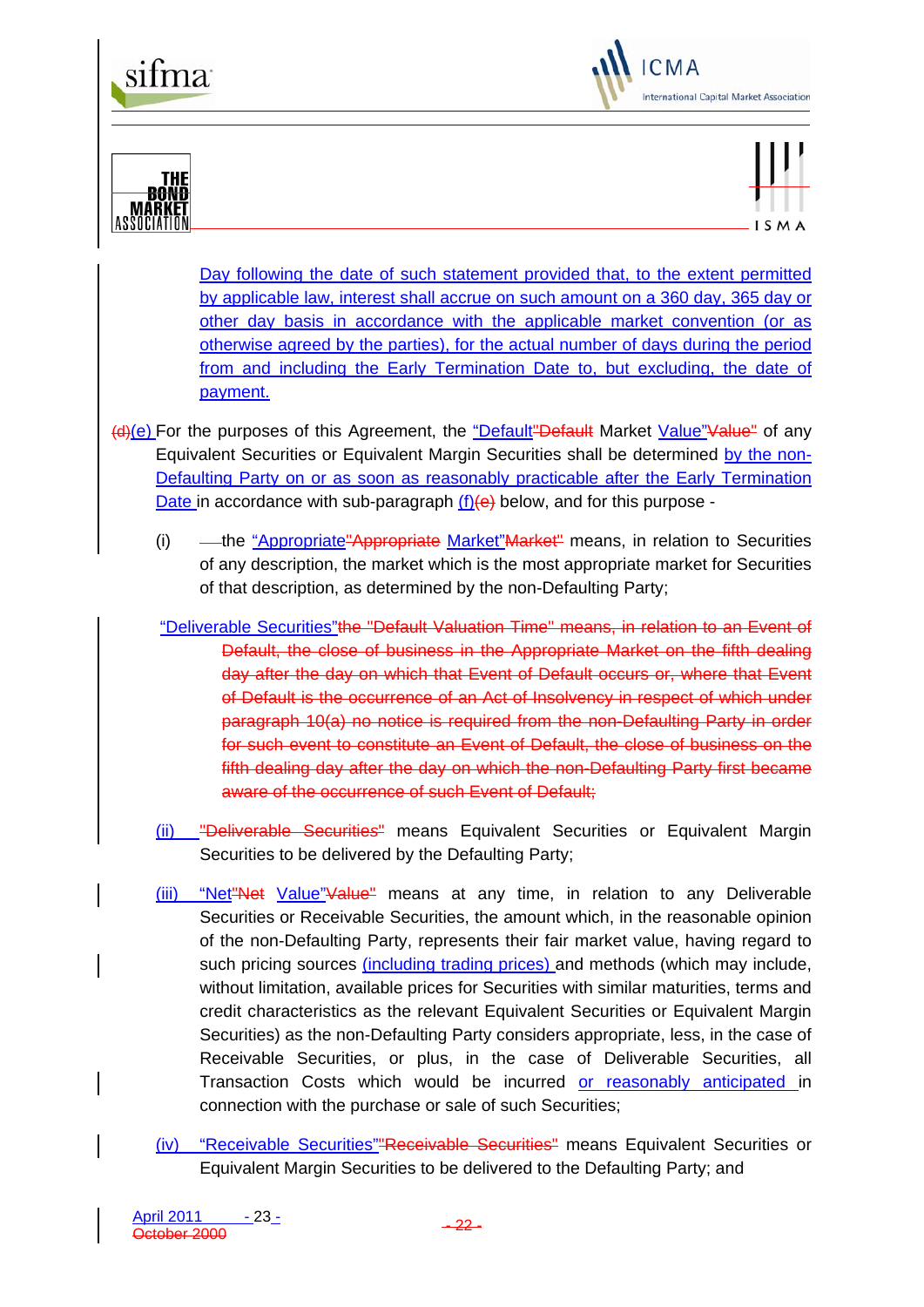Day following the date of such statement provided that, to the extent permitted by applicable law, interest shall accrue on such amount on a 360 day, 365 day or other day basis in accordance with the applicable market convention (or as otherwise agreed by the parties), for the actual number of days during the period from and including the Early Termination Date to, but excluding, the date of payment.

~~(d)~~(e) For the purposes of this Agreement, the "Default~~"Default~~ Market Value"~~Value"~~ of any Equivalent Securities or Equivalent Margin Securities shall be determined by the non-Defaulting Party on or as soon as reasonably practicable after the Early Termination Date in accordance with sub-paragraph (f)~~(e)~~ below, and for this purpose -

(i) the "Appropriate~~"Appropriate~~ Market"~~Market"~~ means, in relation to Securities of any description, the market which is the most appropriate market for Securities of that description, as determined by the non-Defaulting Party;

"Deliverable Securities"~~the "Default Valuation Time" means, in relation to an Event of Default, the close of business in the Appropriate Market on the fifth dealing day after the day on which that Event of Default occurs or, where that Event of Default is the occurrence of an Act of Insolvency in respect of which under paragraph 10(a) no notice is required from the non-Defaulting Party in order for such event to constitute an Event of Default, the close of business on the fifth dealing day after the day on which the non-Defaulting Party first became aware of the occurrence of such Event of Default;~~

(ii) ~~"Deliverable Securities"~~ means Equivalent Securities or Equivalent Margin Securities to be delivered by the Defaulting Party;

(iii) "Net~~"Net~~ Value"~~Value"~~ means at any time, in relation to any Deliverable Securities or Receivable Securities, the amount which, in the reasonable opinion of the non-Defaulting Party, represents their fair market value, having regard to such pricing sources (including trading prices) and methods (which may include, without limitation, available prices for Securities with similar maturities, terms and credit characteristics as the relevant Equivalent Securities or Equivalent Margin Securities) as the non-Defaulting Party considers appropriate, less, in the case of Receivable Securities, or plus, in the case of Deliverable Securities, all Transaction Costs which would be incurred or reasonably anticipated in connection with the purchase or sale of such Securities;

(iv) "Receivable Securities"~~"Receivable Securities"~~ means Equivalent Securities or Equivalent Margin Securities to be delivered to the Defaulting Party; and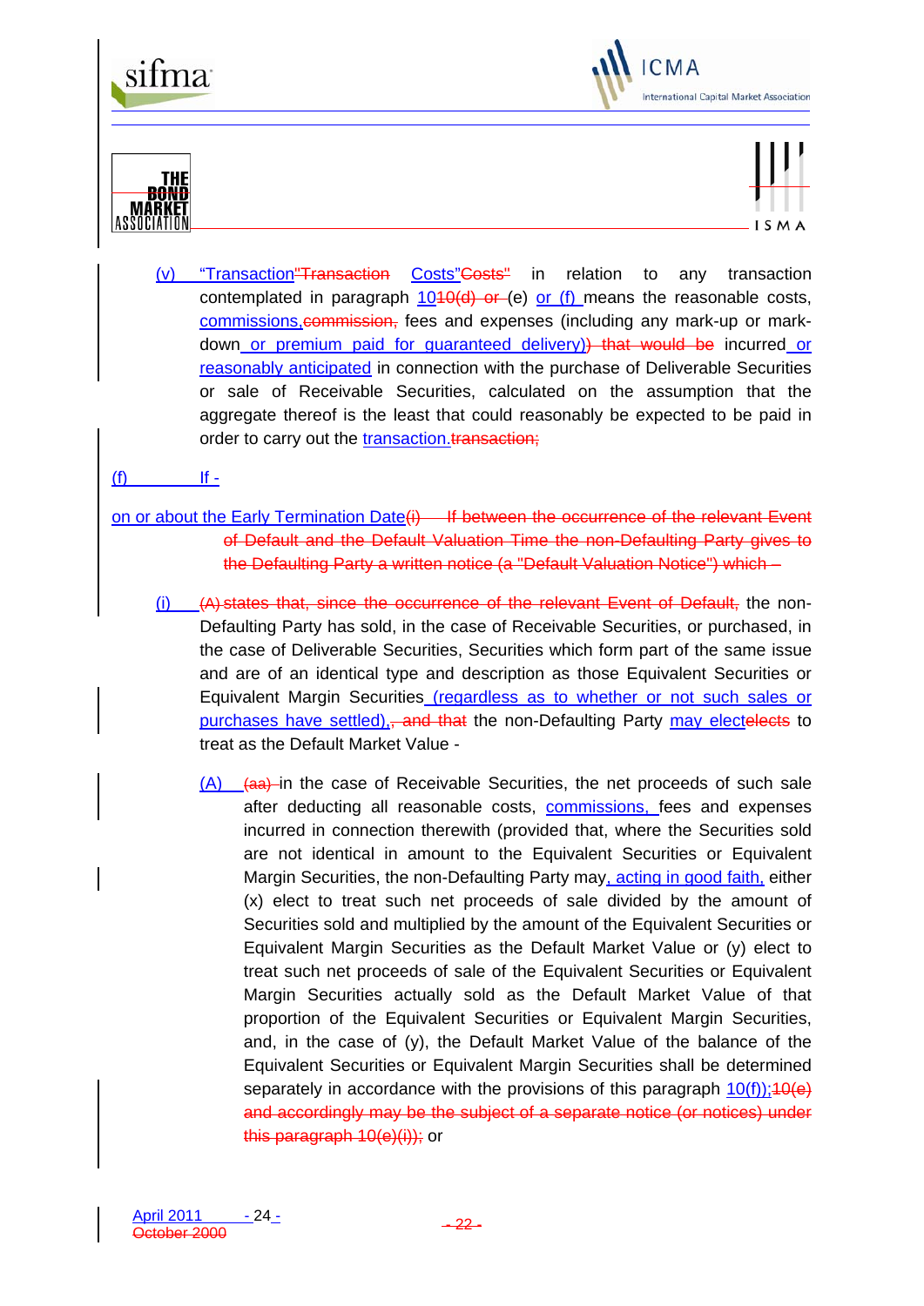(v) "Transaction"Transaction Costs"Costs" in relation to any transaction contemplated in paragraph 1010(d) or (e) or (f) means the reasonable costs, commissions,commission, fees and expenses (including any mark-up or mark-down or premium paid for guaranteed delivery)) that would be incurred or reasonably anticipated in connection with the purchase of Deliverable Securities or sale of Receivable Securities, calculated on the assumption that the aggregate thereof is the least that could reasonably be expected to be paid in order to carry out the transaction.transaction;

(f) If -

on or about the Early Termination Date(i) If between the occurrence of the relevant Event of Default and the Default Valuation Time the non-Defaulting Party gives to the Defaulting Party a written notice (a "Default Valuation Notice") which –

(i) (A) states that, since the occurrence of the relevant Event of Default, the non-Defaulting Party has sold, in the case of Receivable Securities, or purchased, in the case of Deliverable Securities, Securities which form part of the same issue and are of an identical type and description as those Equivalent Securities or Equivalent Margin Securities (regardless as to whether or not such sales or purchases have settled),, and that the non-Defaulting Party may electelects to treat as the Default Market Value -

(A) (aa) in the case of Receivable Securities, the net proceeds of such sale after deducting all reasonable costs, commissions, fees and expenses incurred in connection therewith (provided that, where the Securities sold are not identical in amount to the Equivalent Securities or Equivalent Margin Securities, the non-Defaulting Party may, acting in good faith, either (x) elect to treat such net proceeds of sale divided by the amount of Securities sold and multiplied by the amount of the Equivalent Securities or Equivalent Margin Securities as the Default Market Value or (y) elect to treat such net proceeds of sale of the Equivalent Securities or Equivalent Margin Securities actually sold as the Default Market Value of that proportion of the Equivalent Securities or Equivalent Margin Securities, and, in the case of (y), the Default Market Value of the balance of the Equivalent Securities or Equivalent Margin Securities shall be determined separately in accordance with the provisions of this paragraph 10(f));10(e) and accordingly may be the subject of a separate notice (or notices) under this paragraph 10(e)(i)); or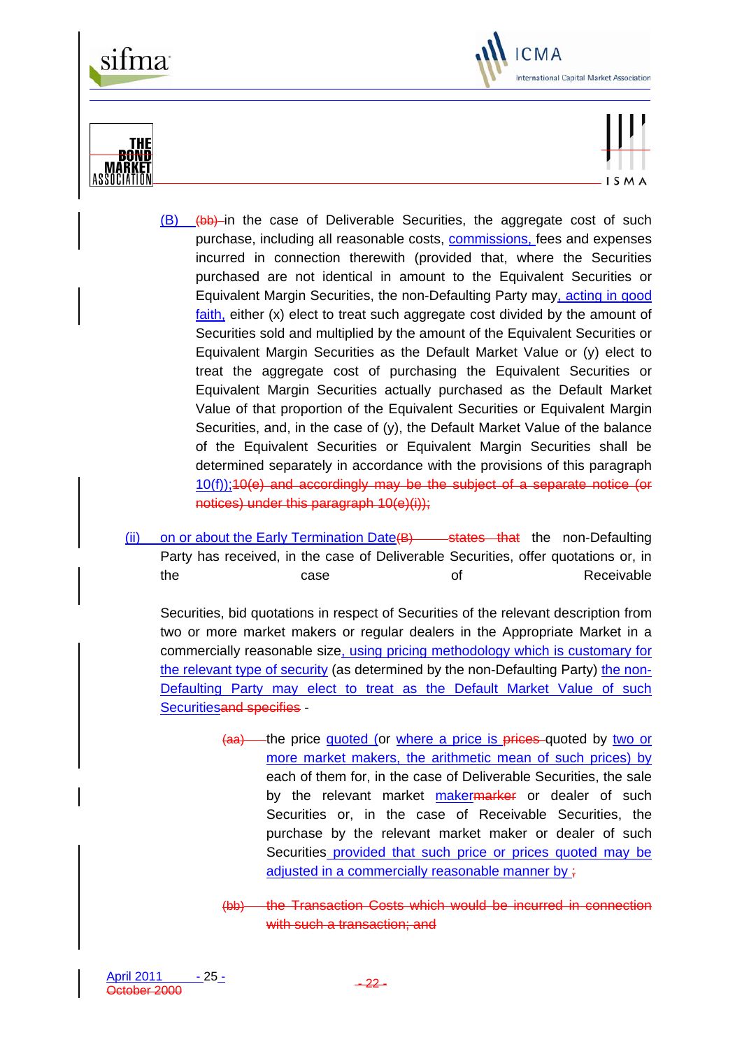(B) ~~(bb)~~ in the case of Deliverable Securities, the aggregate cost of such purchase, including all reasonable costs, commissions, fees and expenses incurred in connection therewith (provided that, where the Securities purchased are not identical in amount to the Equivalent Securities or Equivalent Margin Securities, the non-Defaulting Party may, acting in good faith, either (x) elect to treat such aggregate cost divided by the amount of Securities sold and multiplied by the amount of the Equivalent Securities or Equivalent Margin Securities as the Default Market Value or (y) elect to treat the aggregate cost of purchasing the Equivalent Securities or Equivalent Margin Securities actually purchased as the Default Market Value of that proportion of the Equivalent Securities or Equivalent Margin Securities, and, in the case of (y), the Default Market Value of the balance of the Equivalent Securities or Equivalent Margin Securities shall be determined separately in accordance with the provisions of this paragraph 10(f));~~10(e) and accordingly may be the subject of a separate notice (or notices) under this paragraph 10(e)(i));~~

(ii) on or about the Early Termination Date~~(B) states that~~ the non-Defaulting Party has received, in the case of Deliverable Securities, offer quotations or, in the case of Receivable

Securities, bid quotations in respect of Securities of the relevant description from two or more market makers or regular dealers in the Appropriate Market in a commercially reasonable size, using pricing methodology which is customary for the relevant type of security (as determined by the non-Defaulting Party) the non-Defaulting Party may elect to treat as the Default Market Value of such Securities~~and specifies~~ -

~~(aa)~~ the price quoted (or where a price is ~~prices~~ quoted by two or more market makers, the arithmetic mean of such prices) by each of them for, in the case of Deliverable Securities, the sale by the relevant market maker~~marker~~ or dealer of such Securities or, in the case of Receivable Securities, the purchase by the relevant market maker or dealer of such Securities provided that such price or prices quoted may be adjusted in a commercially reasonable manner by ~~;~~

~~(bb) the Transaction Costs which would be incurred in connection with such a transaction; and~~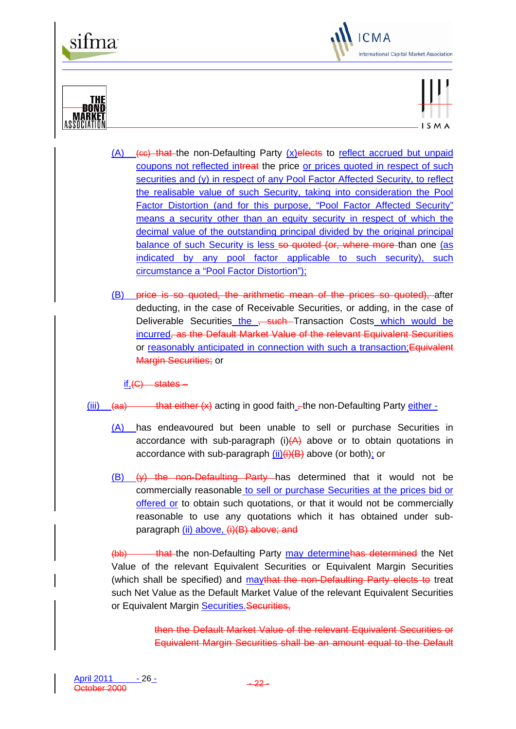(A) ~~(cc) that~~ the non-Defaulting Party (x)~~elects~~ to reflect accrued but unpaid coupons not reflected in~~treat~~ the price or prices quoted in respect of such securities and (y) in respect of any Pool Factor Affected Security, to reflect the realisable value of such Security, taking into consideration the Pool Factor Distortion (and for this purpose, "Pool Factor Affected Security" means a security other than an equity security in respect of which the decimal value of the outstanding principal divided by the original principal balance of such Security is less ~~so quoted (or, where more~~ than one (as indicated by any pool factor applicable to such security), such circumstance a "Pool Factor Distortion");

(B) ~~price is so quoted, the arithmetic mean of the prices so quoted),~~ after deducting, in the case of Receivable Securities, or adding, in the case of Deliverable Securities the ~~, such~~ Transaction Costs which would be incurred~~, as the Default Market Value of the relevant Equivalent Securities~~ or reasonably anticipated in connection with such a transaction;~~Equivalent Margin Securities;~~ or

if,~~(C) states –~~

(iii) ~~(aa) that either (x)~~ acting in good faith, ~~,~~ the non-Defaulting Party either -

(A) has endeavoured but been unable to sell or purchase Securities in accordance with sub-paragraph (i)~~(A)~~ above or to obtain quotations in accordance with sub-paragraph (ii)~~(i)(B)~~ above (or both); or

(B) ~~(y) the non-Defaulting Party~~ has determined that it would not be commercially reasonable to sell or purchase Securities at the prices bid or offered or to obtain such quotations, or that it would not be commercially reasonable to use any quotations which it has obtained under sub-paragraph (ii) above, ~~(i)(B) above; and~~

~~(bb) that~~ the non-Defaulting Party may determine~~has determined~~ the Net Value of the relevant Equivalent Securities or Equivalent Margin Securities (which shall be specified) and may~~that the non-Defaulting Party elects to~~ treat such Net Value as the Default Market Value of the relevant Equivalent Securities or Equivalent Margin Securities.~~Securities,~~

~~then the Default Market Value of the relevant Equivalent Securities or Equivalent Margin Securities shall be an amount equal to the Default~~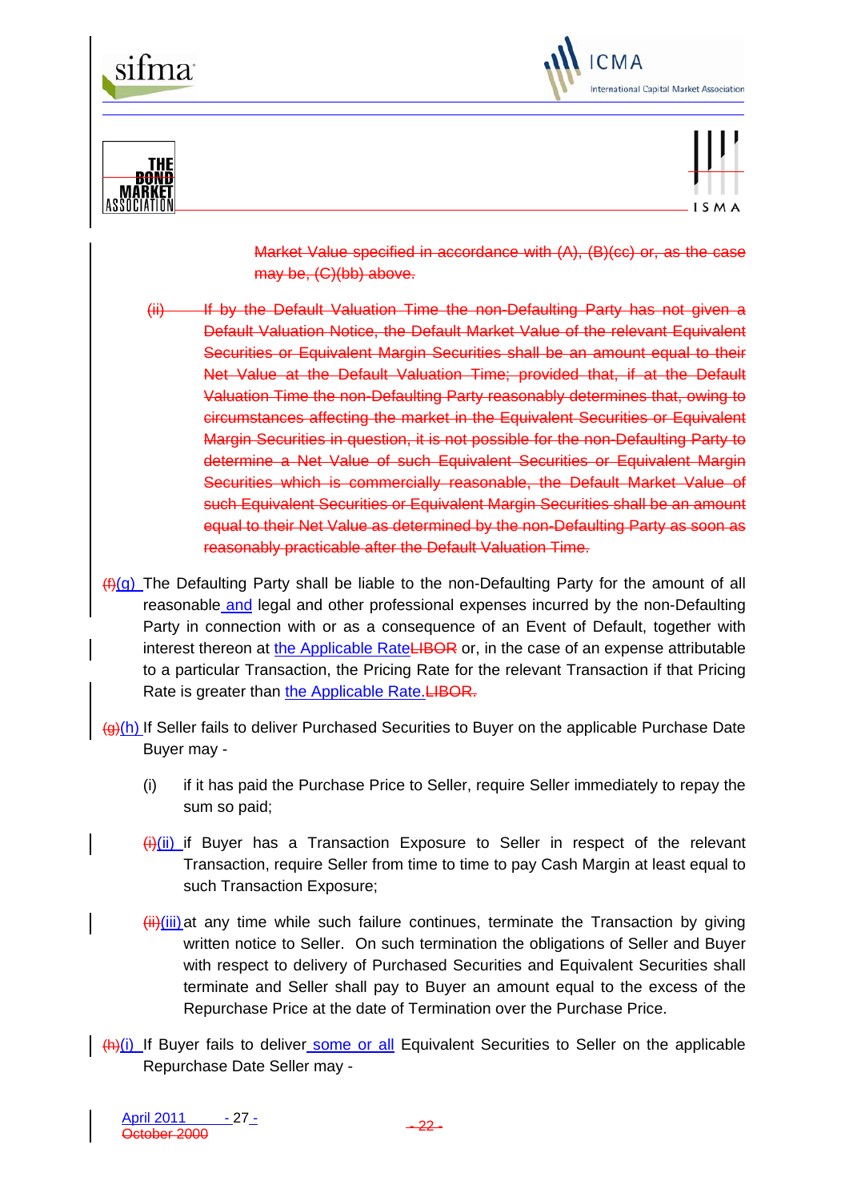~~Market Value specified in accordance with (A), (B)(cc) or, as the case may be, (C)(bb) above.~~

~~(ii) If by the Default Valuation Time the non-Defaulting Party has not given a Default Valuation Notice, the Default Market Value of the relevant Equivalent Securities or Equivalent Margin Securities shall be an amount equal to their Net Value at the Default Valuation Time; provided that, if at the Default Valuation Time the non-Defaulting Party reasonably determines that, owing to circumstances affecting the market in the Equivalent Securities or Equivalent Margin Securities in question, it is not possible for the non-Defaulting Party to determine a Net Value of such Equivalent Securities or Equivalent Margin Securities which is commercially reasonable, the Default Market Value of such Equivalent Securities or Equivalent Margin Securities shall be an amount equal to their Net Value as determined by the non-Defaulting Party as soon as reasonably practicable after the Default Valuation Time.~~

~~(f)~~(g) The Defaulting Party shall be liable to the non-Defaulting Party for the amount of all reasonable and legal and other professional expenses incurred by the non-Defaulting Party in connection with or as a consequence of an Event of Default, together with interest thereon at the Applicable Rate~~LIBOR~~ or, in the case of an expense attributable to a particular Transaction, the Pricing Rate for the relevant Transaction if that Pricing Rate is greater than the Applicable Rate.~~LIBOR.~~

~~(g)~~(h) If Seller fails to deliver Purchased Securities to Buyer on the applicable Purchase Date Buyer may -

(i) if it has paid the Purchase Price to Seller, require Seller immediately to repay the sum so paid;

~~(i)~~(ii) if Buyer has a Transaction Exposure to Seller in respect of the relevant Transaction, require Seller from time to time to pay Cash Margin at least equal to such Transaction Exposure;

~~(ii)~~(iii) at any time while such failure continues, terminate the Transaction by giving written notice to Seller. On such termination the obligations of Seller and Buyer with respect to delivery of Purchased Securities and Equivalent Securities shall terminate and Seller shall pay to Buyer an amount equal to the excess of the Repurchase Price at the date of Termination over the Purchase Price.

~~(h)~~(i) If Buyer fails to deliver some or all Equivalent Securities to Seller on the applicable Repurchase Date Seller may -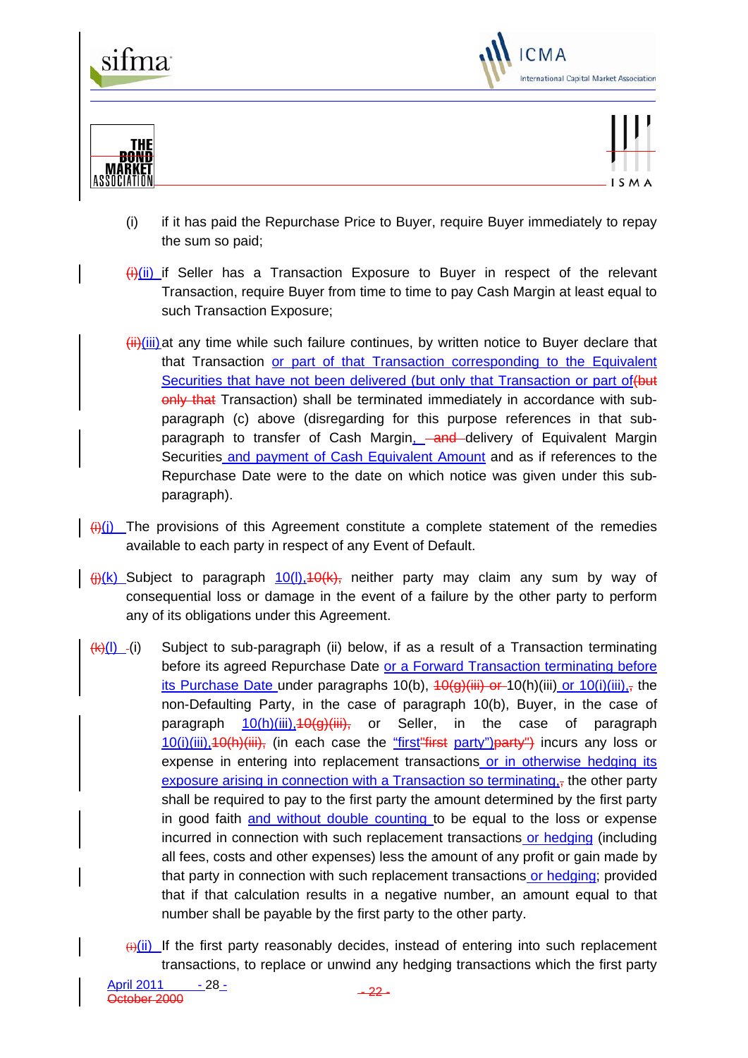(i) if it has paid the Repurchase Price to Buyer, require Buyer immediately to repay the sum so paid;

(i)(ii) if Seller has a Transaction Exposure to Buyer in respect of the relevant Transaction, require Buyer from time to time to pay Cash Margin at least equal to such Transaction Exposure;

(ii)(iii) at any time while such failure continues, by written notice to Buyer declare that that Transaction or part of that Transaction corresponding to the Equivalent Securities that have not been delivered (but only that Transaction or part of(but only that Transaction) shall be terminated immediately in accordance with sub-paragraph (c) above (disregarding for this purpose references in that sub-paragraph to transfer of Cash Margin, and delivery of Equivalent Margin Securities and payment of Cash Equivalent Amount and as if references to the Repurchase Date were to the date on which notice was given under this sub-paragraph).

(i)(j) The provisions of this Agreement constitute a complete statement of the remedies available to each party in respect of any Event of Default.

(j)(k) Subject to paragraph 10(l),10(k), neither party may claim any sum by way of consequential loss or damage in the event of a failure by the other party to perform any of its obligations under this Agreement.

(k)(l) (i) Subject to sub-paragraph (ii) below, if as a result of a Transaction terminating before its agreed Repurchase Date or a Forward Transaction terminating before its Purchase Date under paragraphs 10(b), 10(g)(iii) or 10(h)(iii) or 10(i)(iii), the non-Defaulting Party, in the case of paragraph 10(b), Buyer, in the case of paragraph 10(h)(iii),10(g)(iii), or Seller, in the case of paragraph 10(i)(iii),10(h)(iii), (in each case the "first"first party")party") incurs any loss or expense in entering into replacement transactions or in otherwise hedging its exposure arising in connection with a Transaction so terminating,, the other party shall be required to pay to the first party the amount determined by the first party in good faith and without double counting to be equal to the loss or expense incurred in connection with such replacement transactions or hedging (including all fees, costs and other expenses) less the amount of any profit or gain made by that party in connection with such replacement transactions or hedging; provided that if that calculation results in a negative number, an amount equal to that number shall be payable by the first party to the other party.

(i)(ii) If the first party reasonably decides, instead of entering into such replacement transactions, to replace or unwind any hedging transactions which the first party

April 2011
October 2000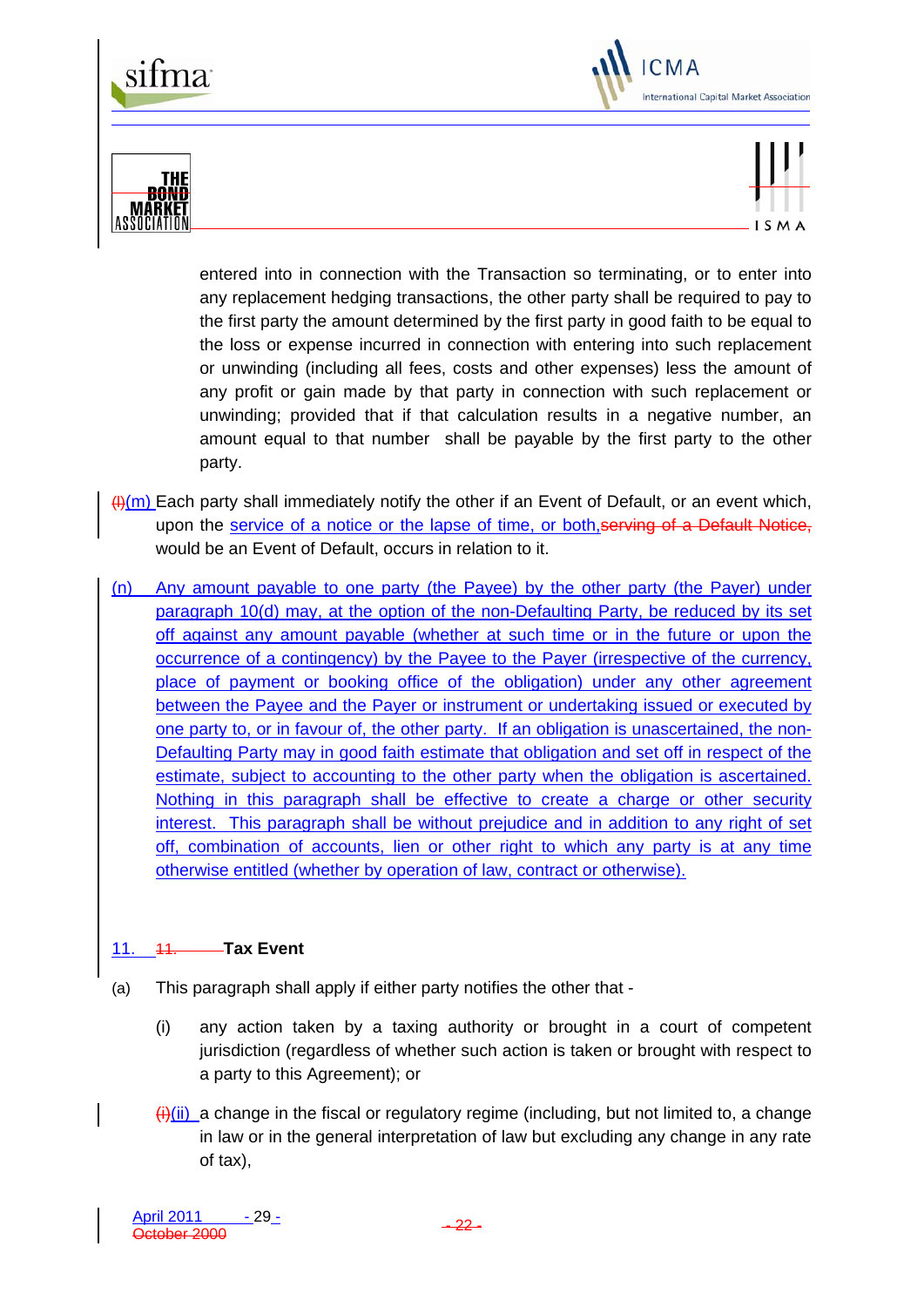entered into in connection with the Transaction so terminating, or to enter into any replacement hedging transactions, the other party shall be required to pay to the first party the amount determined by the first party in good faith to be equal to the loss or expense incurred in connection with entering into such replacement or unwinding (including all fees, costs and other expenses) less the amount of any profit or gain made by that party in connection with such replacement or unwinding; provided that if that calculation results in a negative number, an amount equal to that number shall be payable by the first party to the other party.

~~(l)~~(m) Each party shall immediately notify the other if an Event of Default, or an event which, upon the service of a notice or the lapse of time, or both,~~serving of a Default Notice,~~ would be an Event of Default, occurs in relation to it.

(n) Any amount payable to one party (the Payee) by the other party (the Payer) under paragraph 10(d) may, at the option of the non-Defaulting Party, be reduced by its set off against any amount payable (whether at such time or in the future or upon the occurrence of a contingency) by the Payee to the Payer (irrespective of the currency, place of payment or booking office of the obligation) under any other agreement between the Payee and the Payer or instrument or undertaking issued or executed by one party to, or in favour of, the other party. If an obligation is unascertained, the non-Defaulting Party may in good faith estimate that obligation and set off in respect of the estimate, subject to accounting to the other party when the obligation is ascertained. Nothing in this paragraph shall be effective to create a charge or other security interest. This paragraph shall be without prejudice and in addition to any right of set off, combination of accounts, lien or other right to which any party is at any time otherwise entitled (whether by operation of law, contract or otherwise).

## 11. ~~11.~~ Tax Event

(a) This paragraph shall apply if either party notifies the other that -

(i) any action taken by a taxing authority or brought in a court of competent jurisdiction (regardless of whether such action is taken or brought with respect to a party to this Agreement); or

~~(i)~~(ii) a change in the fiscal or regulatory regime (including, but not limited to, a change in law or in the general interpretation of law but excluding any change in any rate of tax),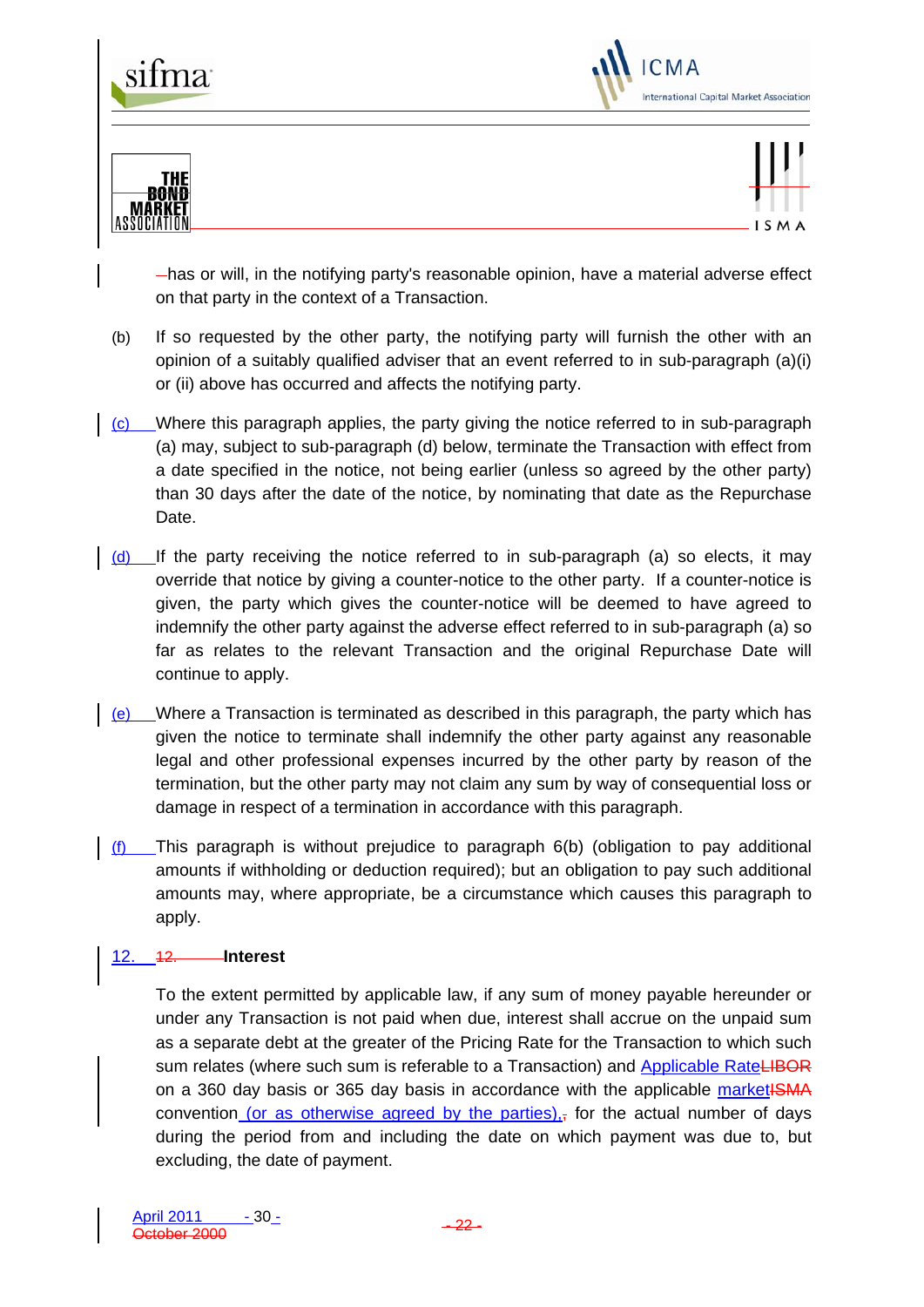has or will, in the notifying party's reasonable opinion, have a material adverse effect on that party in the context of a Transaction.

(b) If so requested by the other party, the notifying party will furnish the other with an opinion of a suitably qualified adviser that an event referred to in sub-paragraph (a)(i) or (ii) above has occurred and affects the notifying party.

(c) Where this paragraph applies, the party giving the notice referred to in sub-paragraph (a) may, subject to sub-paragraph (d) below, terminate the Transaction with effect from a date specified in the notice, not being earlier (unless so agreed by the other party) than 30 days after the date of the notice, by nominating that date as the Repurchase Date.

(d) If the party receiving the notice referred to in sub-paragraph (a) so elects, it may override that notice by giving a counter-notice to the other party. If a counter-notice is given, the party which gives the counter-notice will be deemed to have agreed to indemnify the other party against the adverse effect referred to in sub-paragraph (a) so far as relates to the relevant Transaction and the original Repurchase Date will continue to apply.

(e) Where a Transaction is terminated as described in this paragraph, the party which has given the notice to terminate shall indemnify the other party against any reasonable legal and other professional expenses incurred by the other party by reason of the termination, but the other party may not claim any sum by way of consequential loss or damage in respect of a termination in accordance with this paragraph.

(f) This paragraph is without prejudice to paragraph 6(b) (obligation to pay additional amounts if withholding or deduction required); but an obligation to pay such additional amounts may, where appropriate, be a circumstance which causes this paragraph to apply.

## 12. ~~12.~~ Interest

To the extent permitted by applicable law, if any sum of money payable hereunder or under any Transaction is not paid when due, interest shall accrue on the unpaid sum as a separate debt at the greater of the Pricing Rate for the Transaction to which such sum relates (where such sum is referable to a Transaction) and Applicable Rate~~LIBOR~~ on a 360 day basis or 365 day basis in accordance with the applicable market~~ISMA~~ convention (or as otherwise agreed by the parties),~~,~~ for the actual number of days during the period from and including the date on which payment was due to, but excluding, the date of payment.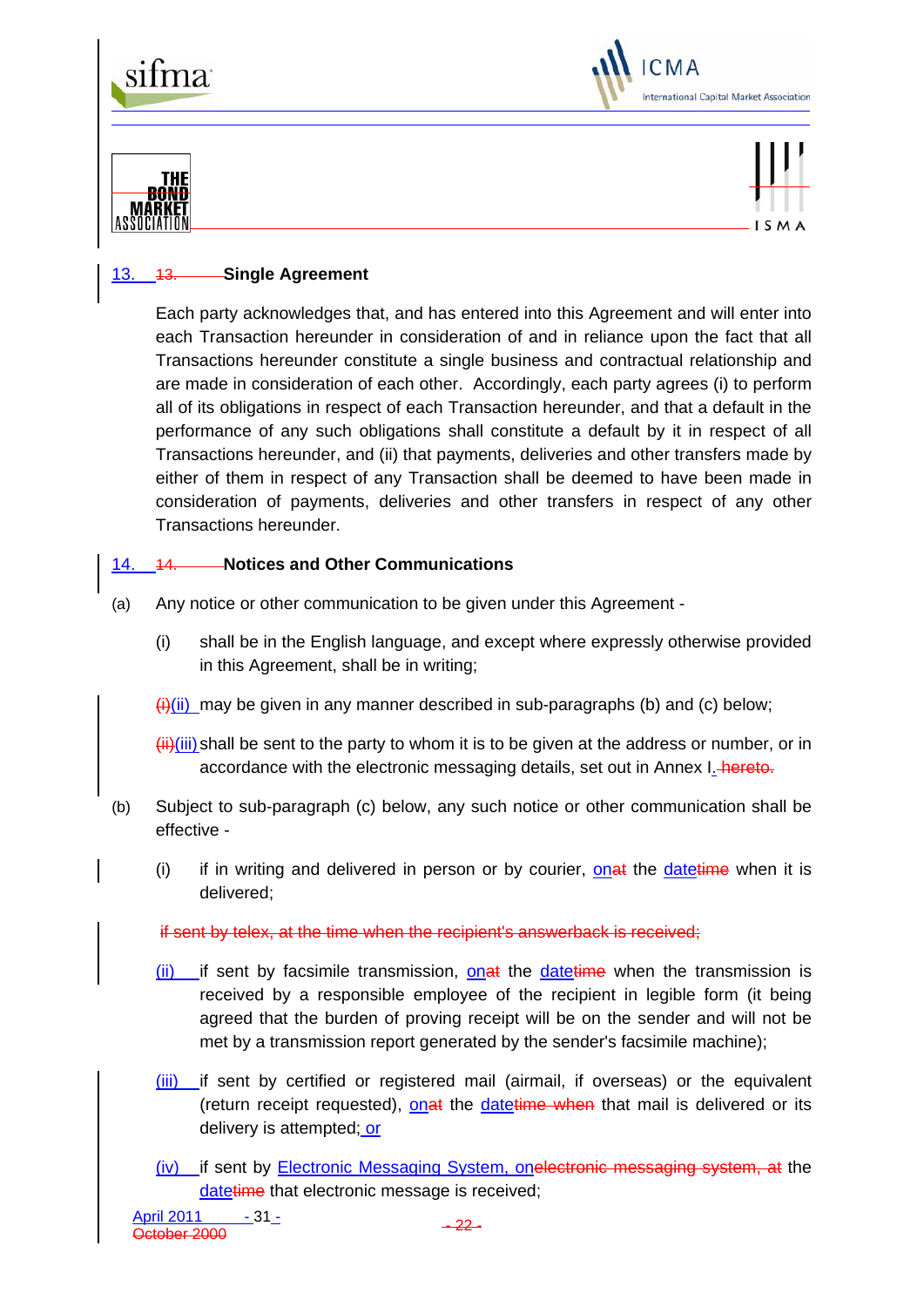## 13. 13. Single Agreement

Each party acknowledges that, and has entered into this Agreement and will enter into each Transaction hereunder in consideration of and in reliance upon the fact that all Transactions hereunder constitute a single business and contractual relationship and are made in consideration of each other. Accordingly, each party agrees (i) to perform all of its obligations in respect of each Transaction hereunder, and that a default in the performance of any such obligations shall constitute a default by it in respect of all Transactions hereunder, and (ii) that payments, deliveries and other transfers made by either of them in respect of any Transaction shall be deemed to have been made in consideration of payments, deliveries and other transfers in respect of any other Transactions hereunder.

## 14. 14. Notices and Other Communications

(a) Any notice or other communication to be given under this Agreement -

(i) shall be in the English language, and except where expressly otherwise provided in this Agreement, shall be in writing;

(i)(ii) may be given in any manner described in sub-paragraphs (b) and (c) below;

(ii)(iii) shall be sent to the party to whom it is to be given at the address or number, or in accordance with the electronic messaging details, set out in Annex I. hereto.

(b) Subject to sub-paragraph (c) below, any such notice or other communication shall be effective -

(i) if in writing and delivered in person or by courier, onat the datetime when it is delivered;

if sent by telex, at the time when the recipient's answerback is received;

(ii) if sent by facsimile transmission, onat the datetime when the transmission is received by a responsible employee of the recipient in legible form (it being agreed that the burden of proving receipt will be on the sender and will not be met by a transmission report generated by the sender's facsimile machine);

(iii) if sent by certified or registered mail (airmail, if overseas) or the equivalent (return receipt requested), onat the datetime when that mail is delivered or its delivery is attempted; or

(iv) if sent by Electronic Messaging System, onelectronic messaging system, at the datetime that electronic message is received;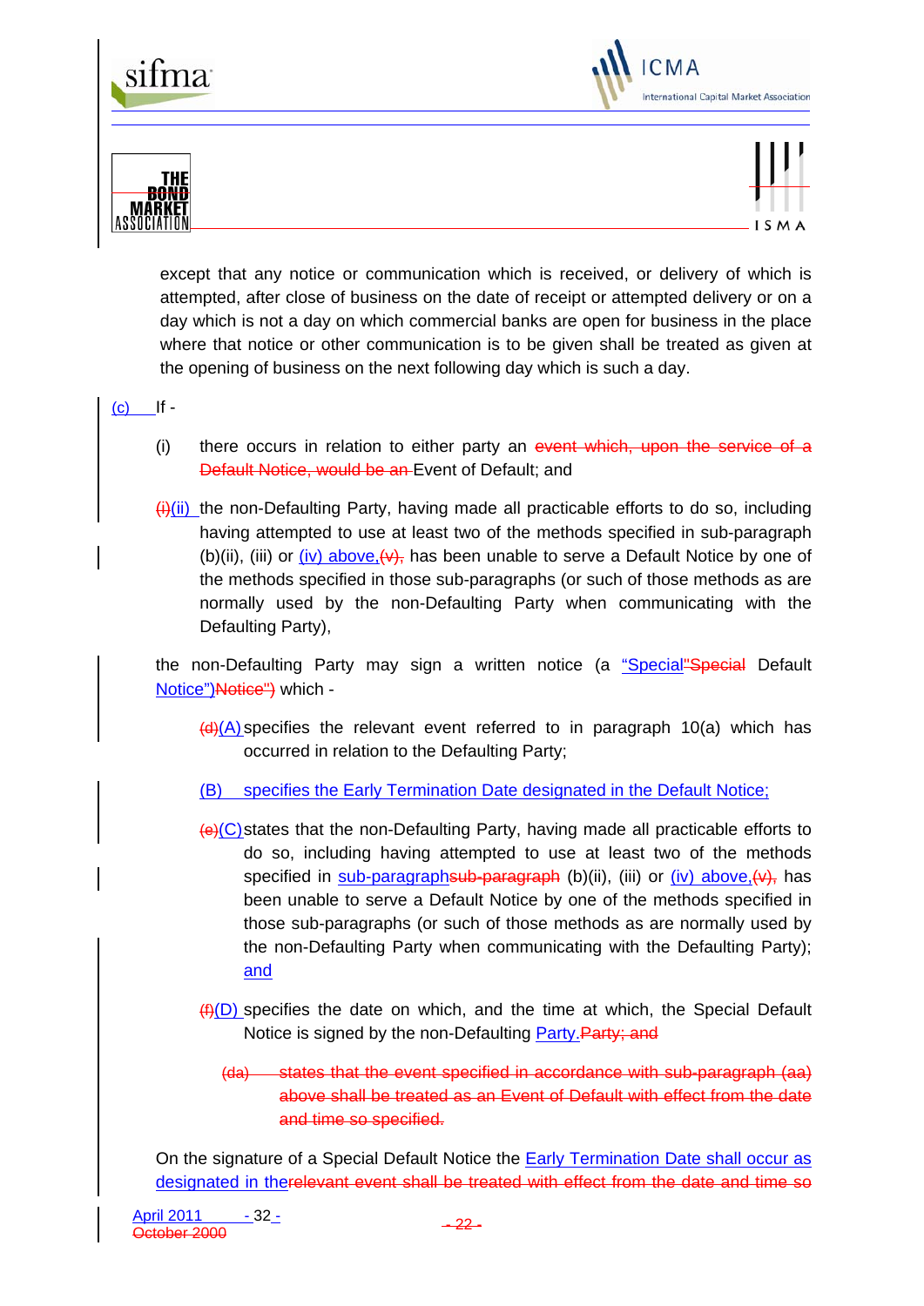except that any notice or communication which is received, or delivery of which is attempted, after close of business on the date of receipt or attempted delivery or on a day which is not a day on which commercial banks are open for business in the place where that notice or other communication is to be given shall be treated as given at the opening of business on the next following day which is such a day.

(c) If -

(i) there occurs in relation to either party an ~~event which, upon the service of a Default Notice, would be an~~ Event of Default; and

~~(i)~~(ii) the non-Defaulting Party, having made all practicable efforts to do so, including having attempted to use at least two of the methods specified in sub-paragraph (b)(ii), (iii) or (iv) above,~~(v),~~ has been unable to serve a Default Notice by one of the methods specified in those sub-paragraphs (or such of those methods as are normally used by the non-Defaulting Party when communicating with the Defaulting Party),

the non-Defaulting Party may sign a written notice (a "Special"~~"Special~~ Default Notice")~~Notice")~~ which -

~~(d)~~(A) specifies the relevant event referred to in paragraph 10(a) which has occurred in relation to the Defaulting Party;

(B) specifies the Early Termination Date designated in the Default Notice;

~~(e)~~(C) states that the non-Defaulting Party, having made all practicable efforts to do so, including having attempted to use at least two of the methods specified in sub-paragraph~~sub-paragraph~~ (b)(ii), (iii) or (iv) above,~~(v),~~ has been unable to serve a Default Notice by one of the methods specified in those sub-paragraphs (or such of those methods as are normally used by the non-Defaulting Party when communicating with the Defaulting Party); and

~~(f)~~(D) specifies the date on which, and the time at which, the Special Default Notice is signed by the non-Defaulting Party.~~Party; and~~

~~(da) states that the event specified in accordance with sub-paragraph (aa) above shall be treated as an Event of Default with effect from the date and time so specified.~~

On the signature of a Special Default Notice the Early Termination Date shall occur as designated in the~~relevant event shall be treated with effect from the date and time so~~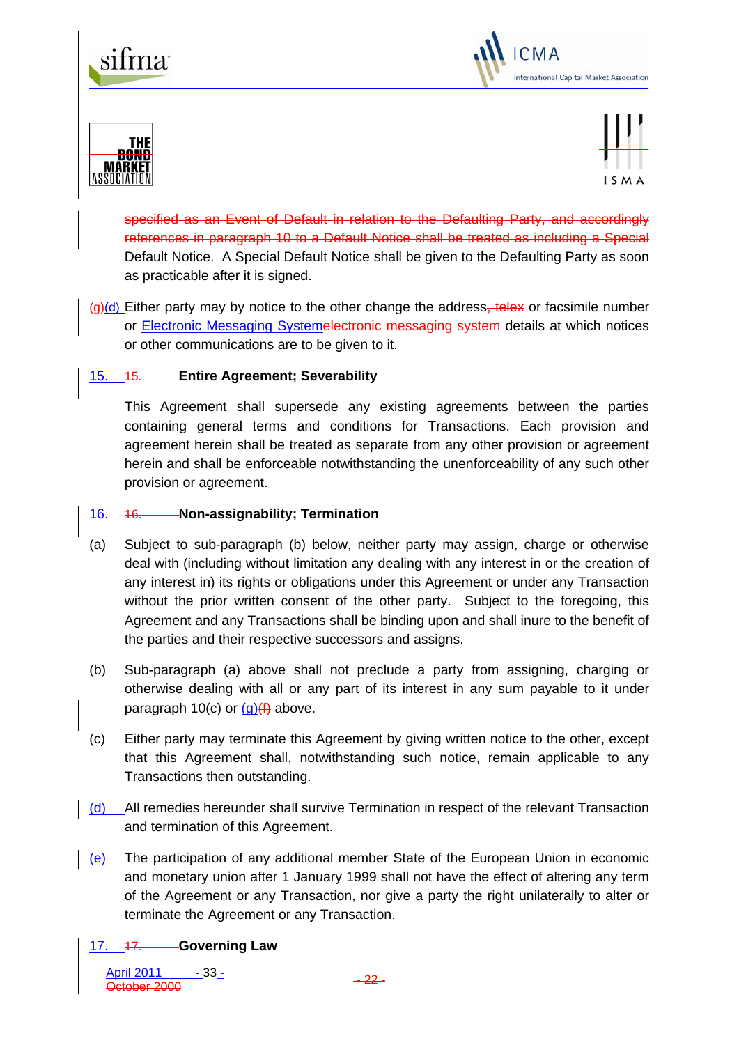specified as an Event of Default in relation to the Defaulting Party, and accordingly references in paragraph 10 to a Default Notice shall be treated as including a Special Default Notice. A Special Default Notice shall be given to the Defaulting Party as soon as practicable after it is signed.

(g)(d) Either party may by notice to the other change the address, telex or facsimile number or Electronic Messaging Systemelectronic messaging system details at which notices or other communications are to be given to it.

## 15. 15. Entire Agreement; Severability

This Agreement shall supersede any existing agreements between the parties containing general terms and conditions for Transactions. Each provision and agreement herein shall be treated as separate from any other provision or agreement herein and shall be enforceable notwithstanding the unenforceability of any such other provision or agreement.

## 16. 16. Non-assignability; Termination

(a) Subject to sub-paragraph (b) below, neither party may assign, charge or otherwise deal with (including without limitation any dealing with any interest in or the creation of any interest in) its rights or obligations under this Agreement or under any Transaction without the prior written consent of the other party. Subject to the foregoing, this Agreement and any Transactions shall be binding upon and shall inure to the benefit of the parties and their respective successors and assigns.

(b) Sub-paragraph (a) above shall not preclude a party from assigning, charging or otherwise dealing with all or any part of its interest in any sum payable to it under paragraph 10(c) or (g)(f) above.

(c) Either party may terminate this Agreement by giving written notice to the other, except that this Agreement shall, notwithstanding such notice, remain applicable to any Transactions then outstanding.

(d) All remedies hereunder shall survive Termination in respect of the relevant Transaction and termination of this Agreement.

(e) The participation of any additional member State of the European Union in economic and monetary union after 1 January 1999 shall not have the effect of altering any term of the Agreement or any Transaction, nor give a party the right unilaterally to alter or terminate the Agreement or any Transaction.

## 17. 17. Governing Law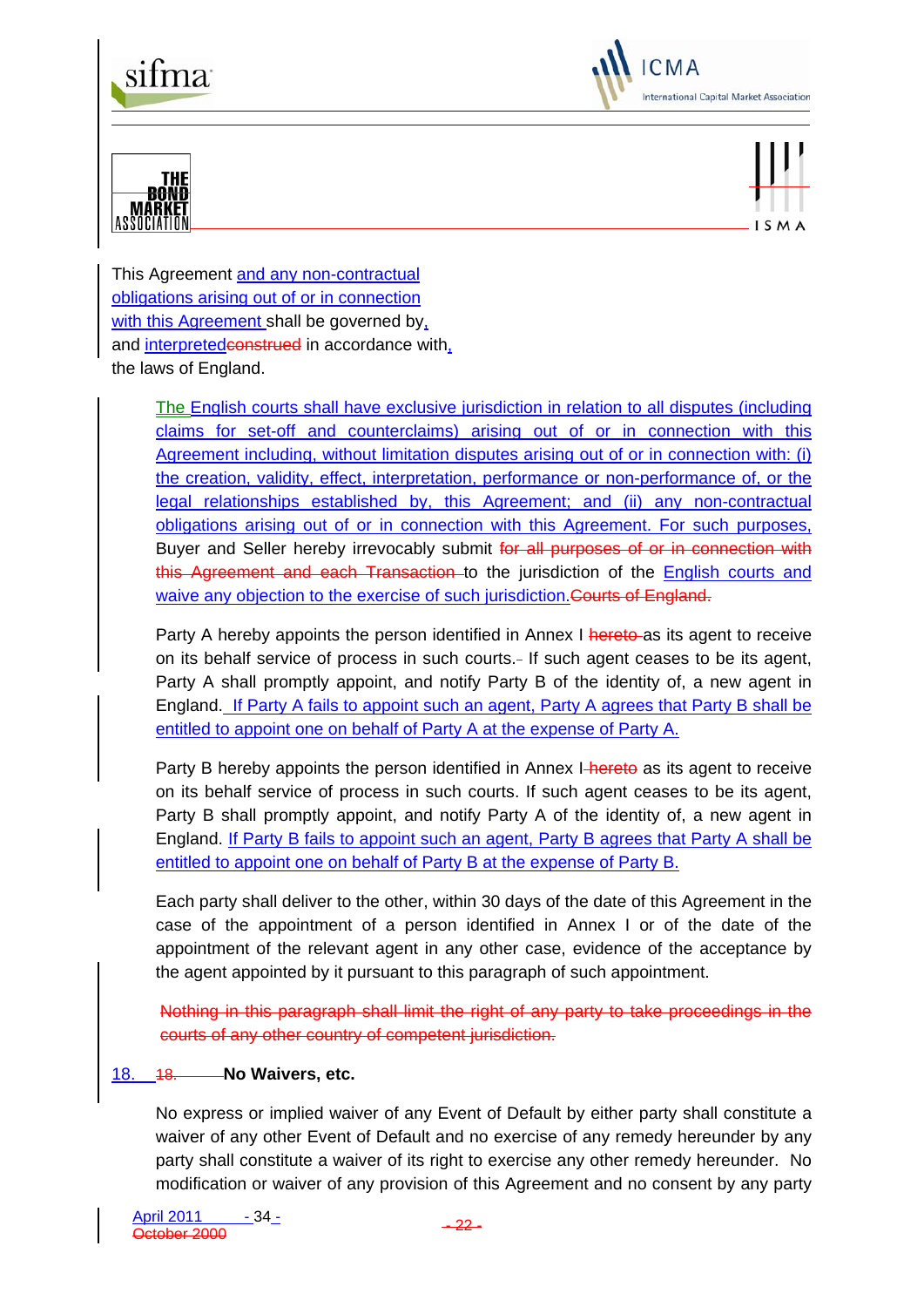This Agreement and any non-contractual obligations arising out of or in connection with this Agreement shall be governed by, and interpretedconstrued in accordance with, the laws of England.

The English courts shall have exclusive jurisdiction in relation to all disputes (including claims for set-off and counterclaims) arising out of or in connection with this Agreement including, without limitation disputes arising out of or in connection with: (i) the creation, validity, effect, interpretation, performance or non-performance of, or the legal relationships established by, this Agreement; and (ii) any non-contractual obligations arising out of or in connection with this Agreement. For such purposes, Buyer and Seller hereby irrevocably submit ~~for all purposes of or in connection with this Agreement and each Transaction~~ to the jurisdiction of the English courts and waive any objection to the exercise of such jurisdiction.~~Courts of England.~~

Party A hereby appoints the person identified in Annex I ~~hereto~~ as its agent to receive on its behalf service of process in such courts. If such agent ceases to be its agent, Party A shall promptly appoint, and notify Party B of the identity of, a new agent in England. If Party A fails to appoint such an agent, Party A agrees that Party B shall be entitled to appoint one on behalf of Party A at the expense of Party A.

Party B hereby appoints the person identified in Annex I ~~hereto~~ as its agent to receive on its behalf service of process in such courts. If such agent ceases to be its agent, Party B shall promptly appoint, and notify Party A of the identity of, a new agent in England. If Party B fails to appoint such an agent, Party B agrees that Party A shall be entitled to appoint one on behalf of Party B at the expense of Party B.

Each party shall deliver to the other, within 30 days of the date of this Agreement in the case of the appointment of a person identified in Annex I or of the date of the appointment of the relevant agent in any other case, evidence of the acceptance by the agent appointed by it pursuant to this paragraph of such appointment.

~~Nothing in this paragraph shall limit the right of any party to take proceedings in the courts of any other country of competent jurisdiction.~~

## 18. ~~18.~~ No Waivers, etc.

No express or implied waiver of any Event of Default by either party shall constitute a waiver of any other Event of Default and no exercise of any remedy hereunder by any party shall constitute a waiver of its right to exercise any other remedy hereunder. No modification or waiver of any provision of this Agreement and no consent by any party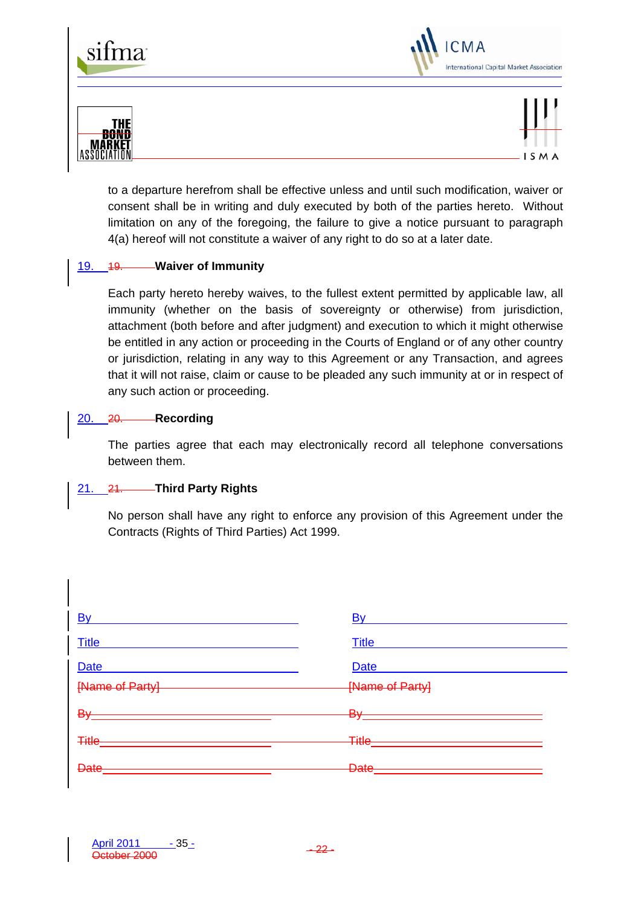to a departure herefrom shall be effective unless and until such modification, waiver or consent shall be in writing and duly executed by both of the parties hereto. Without limitation on any of the foregoing, the failure to give a notice pursuant to paragraph 4(a) hereof will not constitute a waiver of any right to do so at a later date.

## 19. Waiver of Immunity

Each party hereto hereby waives, to the fullest extent permitted by applicable law, all immunity (whether on the basis of sovereignty or otherwise) from jurisdiction, attachment (both before and after judgment) and execution to which it might otherwise be entitled in any action or proceeding in the Courts of England or of any other country or jurisdiction, relating in any way to this Agreement or any Transaction, and agrees that it will not raise, claim or cause to be pleaded any such immunity at or in respect of any such action or proceeding.

## 20. Recording

The parties agree that each may electronically record all telephone conversations between them.

## 21. Third Party Rights

No person shall have any right to enforce any provision of this Agreement under the Contracts (Rights of Third Parties) Act 1999.

| | |
|---|---|
| By ______________________ | By ______________________ |
| Title ____________________ | Title ____________________ |
| Date ____________________ | Date ____________________ |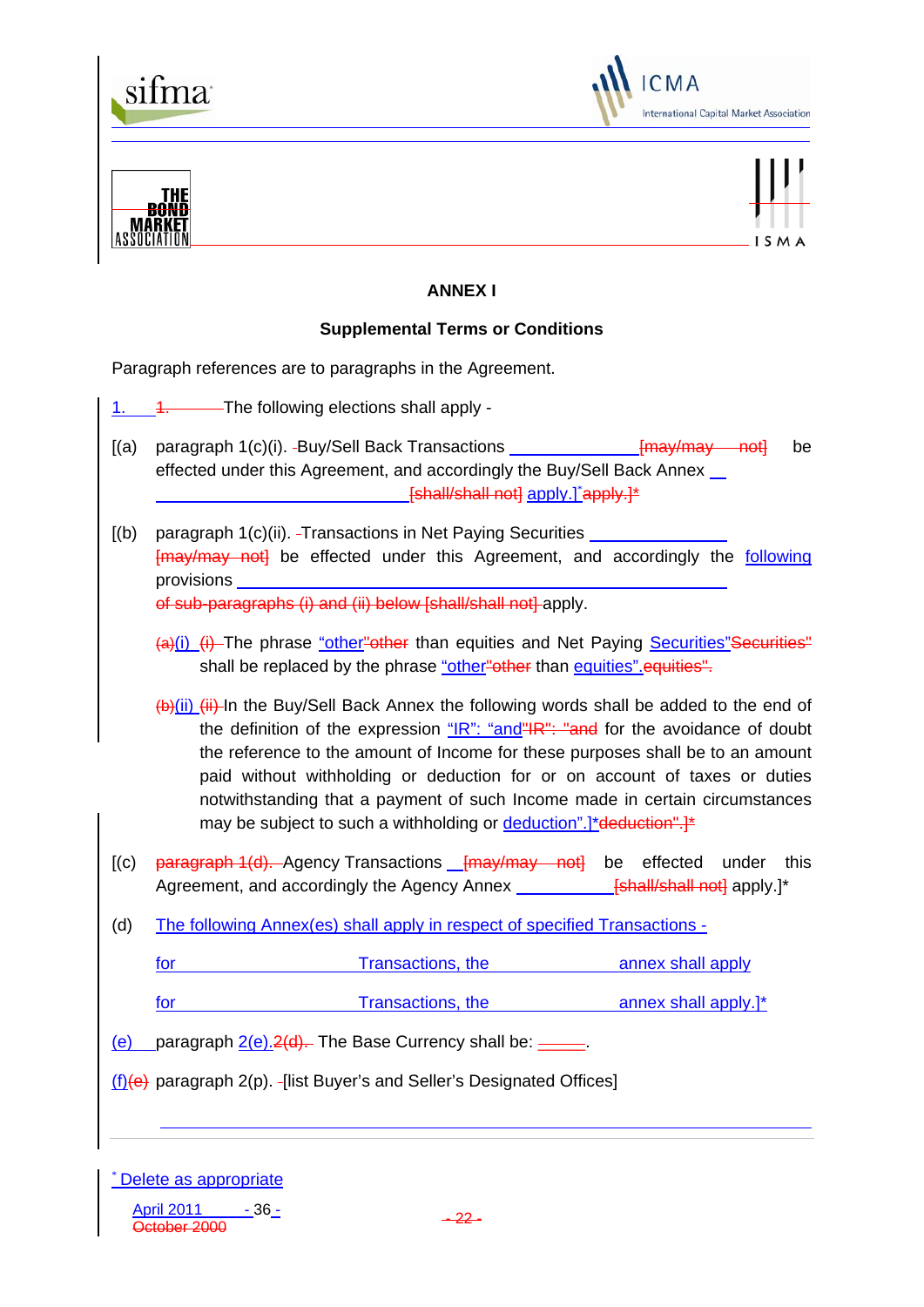**ANNEX I**

**Supplemental Terms or Conditions**

Paragraph references are to paragraphs in the Agreement.

1. 1. The following elections shall apply -

[(a) paragraph 1(c)(i). Buy/Sell Back Transactions [may/may not] be effected under this Agreement, and accordingly the Buy/Sell Back Annex [shall/shall not] apply.]* apply.]*

[(b) paragraph 1(c)(ii). Transactions in Net Paying Securities [may/may not] be effected under this Agreement, and accordingly the following provisions of sub-paragraphs (i) and (ii) below [shall/shall not] apply.

(a)(i) (i) The phrase "other"other than equities and Net Paying Securities"Securities" shall be replaced by the phrase "other"other than equities".equities".

(b)(ii) (ii) In the Buy/Sell Back Annex the following words shall be added to the end of the definition of the expression "IR": "and"IR": "and for the avoidance of doubt the reference to the amount of Income for these purposes shall be to an amount paid without withholding or deduction for or on account of taxes or duties notwithstanding that a payment of such Income made in certain circumstances may be subject to such a withholding or deduction".]*deduction".]*

[(c) paragraph 1(d). Agency Transactions [may/may not] be effected under this Agreement, and accordingly the Agency Annex [shall/shall not] apply.]*

(d) The following Annex(es) shall apply in respect of specified Transactions -

for ______________ Transactions, the ______________ annex shall apply

for ______________ Transactions, the ______________ annex shall apply.]*

(e) paragraph 2(e).2(d). The Base Currency shall be: ______.

(f)(e) paragraph 2(p). [list Buyer's and Seller's Designated Offices]

---

* Delete as appropriate

April 2011 October 2000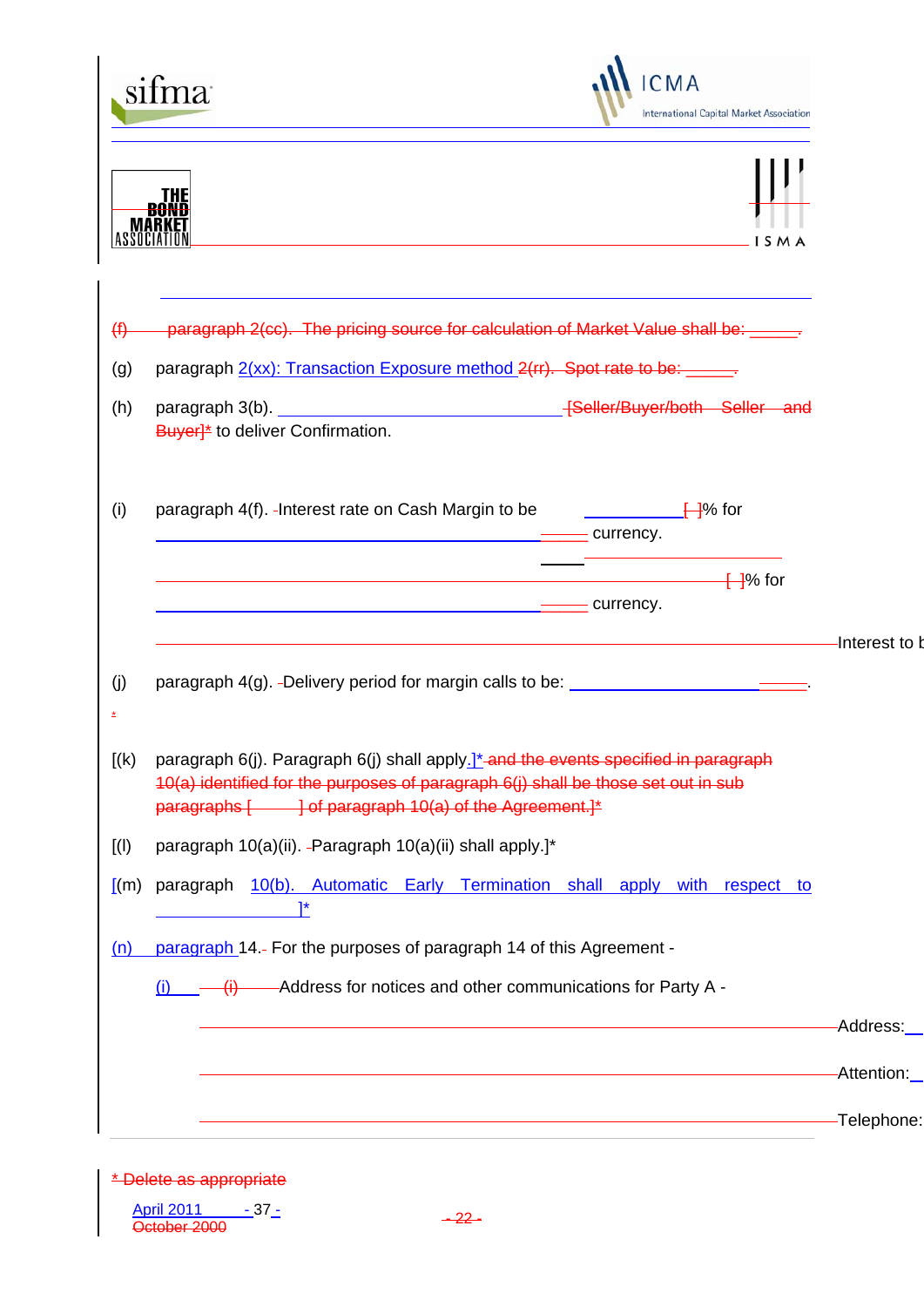(f) paragraph 2(cc). The pricing source for calculation of Market Value shall be: ______.

(g) paragraph 2(xx): Transaction Exposure method 2(rr). Spot rate to be: ______.

(h) paragraph 3(b). ______________________________ [Seller/Buyer/both Seller and Buyer]* to deliver Confirmation.

(i) paragraph 4(f). Interest rate on Cash Margin to be ___________ [ ]% for ______________________________ currency.

______________________________ [ ]% for ______________________________ currency.

Interest to b

(j) paragraph 4(g). Delivery period for margin calls to be: ______________________.

[(k) paragraph 6(j). Paragraph 6(j) shall apply.]* and the events specified in paragraph 10(a) identified for the purposes of paragraph 6(j) shall be those set out in sub paragraphs [ ] of paragraph 10(a) of the Agreement.]*

[(l) paragraph 10(a)(ii). Paragraph 10(a)(ii) shall apply.]*

[(m) paragraph 10(b). Automatic Early Termination shall apply with respect to ______________]*

(n) paragraph 14. For the purposes of paragraph 14 of this Agreement -

(i) Address for notices and other communications for Party A -

Address: ______

Attention: ______

Telephone: ______

\* Delete as appropriate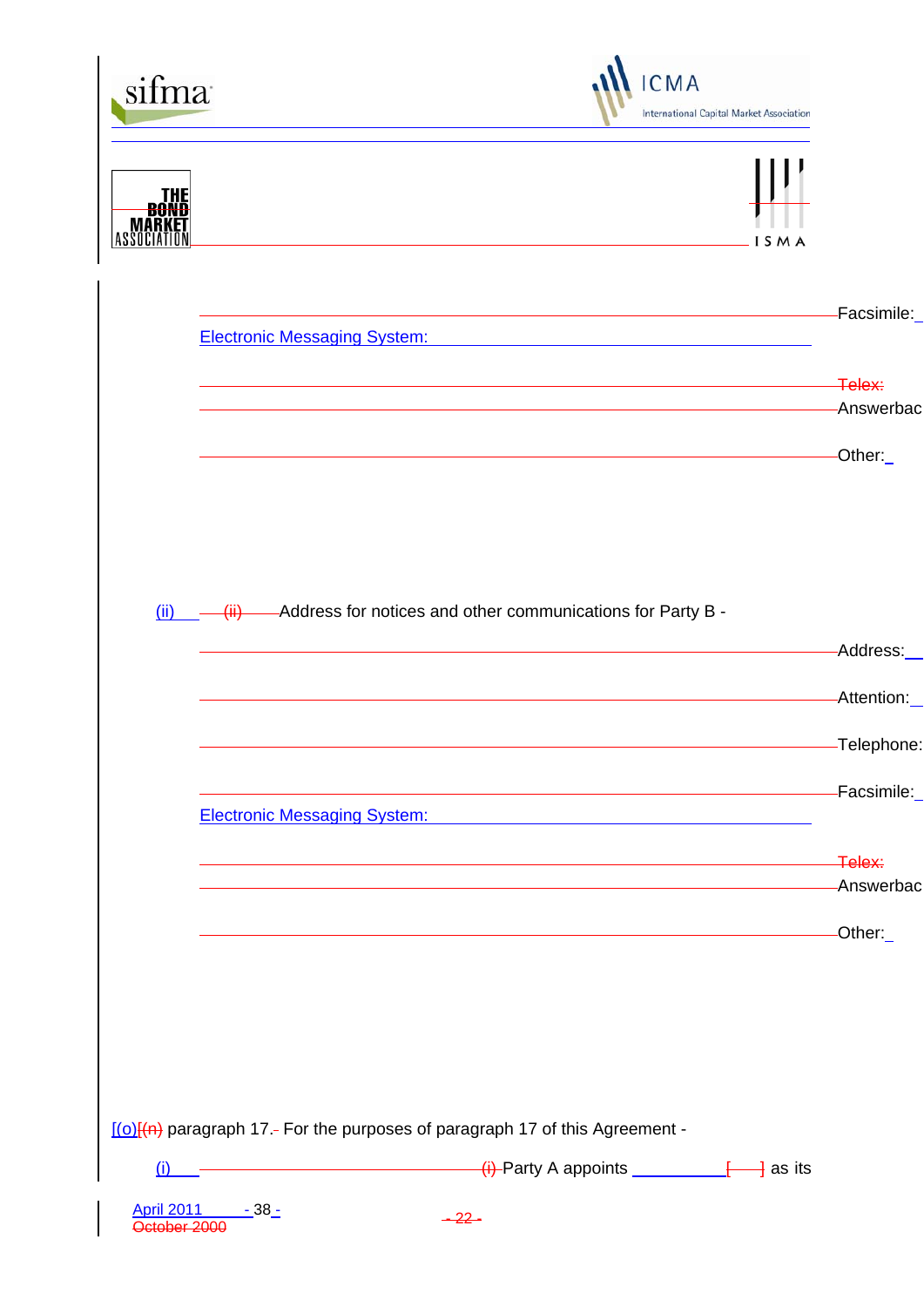Facsimile:

Electronic Messaging System:

~~Telex:~~

Answerback:

Other:

(ii) ~~(ii)~~ Address for notices and other communications for Party B -

Address:

Attention:

Telephone:

Facsimile:

Electronic Messaging System:

~~Telex:~~

Answerback:

Other:

[(o)]~~[(n)~~ paragraph 17. For the purposes of paragraph 17 of this Agreement -

(i) ~~(i)~~ Party A appoints ____________ ~~[ ]~~ as its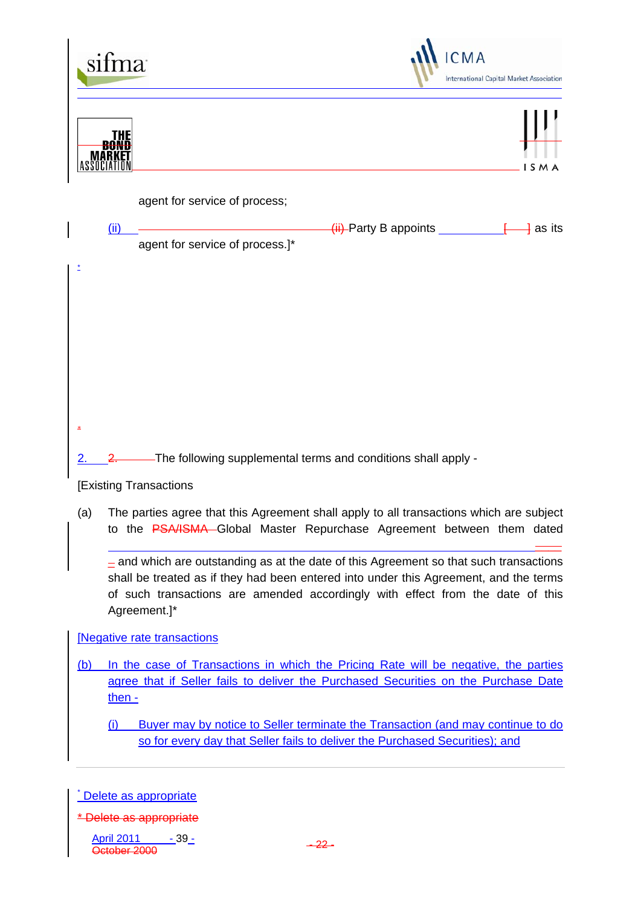agent for service of process;

(ii) Party B appoints __________ [ ] as its agent for service of process.]*

2. The following supplemental terms and conditions shall apply -

[Existing Transactions

(a) The parties agree that this Agreement shall apply to all transactions which are subject to the Global Master Repurchase Agreement between them dated ____________ and which are outstanding as at the date of this Agreement so that such transactions shall be treated as if they had been entered into under this Agreement, and the terms of such transactions are amended accordingly with effect from the date of this Agreement.]*

[Negative rate transactions

(b) In the case of Transactions in which the Pricing Rate will be negative, the parties agree that if Seller fails to deliver the Purchased Securities on the Purchase Date then -

(i) Buyer may by notice to Seller terminate the Transaction (and may continue to do so for every day that Seller fails to deliver the Purchased Securities); and

* Delete as appropriate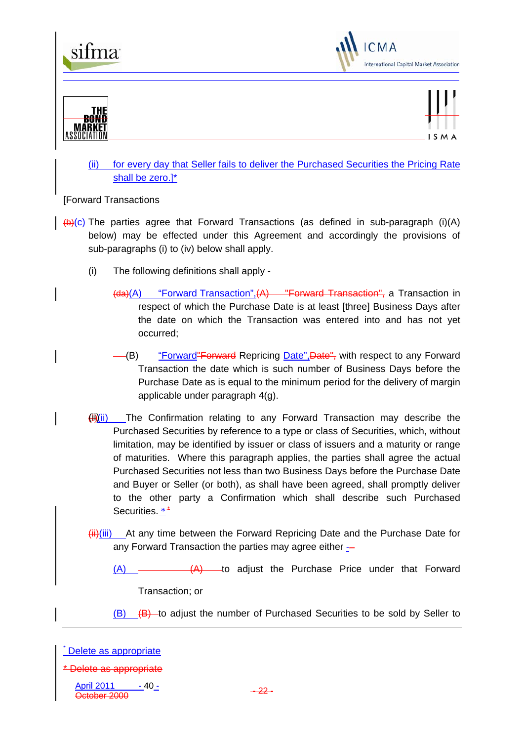(ii) for every day that Seller fails to deliver the Purchased Securities the Pricing Rate shall be zero.]*

[Forward Transactions

(b)(c) The parties agree that Forward Transactions (as defined in sub-paragraph (i)(A) below) may be effected under this Agreement and accordingly the provisions of sub-paragraphs (i) to (iv) below shall apply.

(i) The following definitions shall apply -

(da)(A) "Forward Transaction",(A) "Forward Transaction", a Transaction in respect of which the Purchase Date is at least [three] Business Days after the date on which the Transaction was entered into and has not yet occurred;

(B) "Forward"Forward Repricing Date",Date", with respect to any Forward Transaction the date which is such number of Business Days before the Purchase Date as is equal to the minimum period for the delivery of margin applicable under paragraph 4(g).

(i)(ii) The Confirmation relating to any Forward Transaction may describe the Purchased Securities by reference to a type or class of Securities, which, without limitation, may be identified by issuer or class of issuers and a maturity or range of maturities. Where this paragraph applies, the parties shall agree the actual Purchased Securities not less than two Business Days before the Purchase Date and Buyer or Seller (or both), as shall have been agreed, shall promptly deliver to the other party a Confirmation which shall describe such Purchased Securities. **

(ii)(iii) At any time between the Forward Repricing Date and the Purchase Date for any Forward Transaction the parties may agree either --

(A) (A) to adjust the Purchase Price under that Forward Transaction; or

(B) (B) to adjust the number of Purchased Securities to be sold by Seller to

* Delete as appropriate

* Delete as appropriate

April 2011 October 2000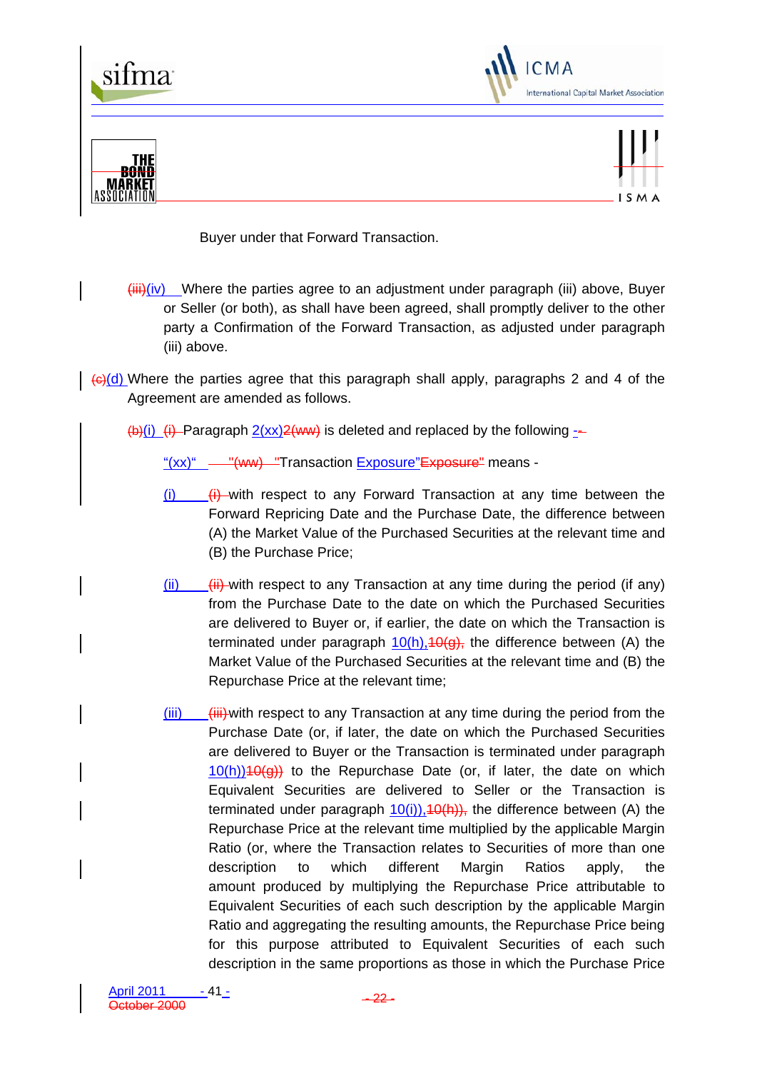Buyer under that Forward Transaction.

(iii)(iv) Where the parties agree to an adjustment under paragraph (iii) above, Buyer or Seller (or both), as shall have been agreed, shall promptly deliver to the other party a Confirmation of the Forward Transaction, as adjusted under paragraph (iii) above.

(c)(d) Where the parties agree that this paragraph shall apply, paragraphs 2 and 4 of the Agreement are amended as follows.

(b)(i) (i) Paragraph 2(xx)2(ww) is deleted and replaced by the following --

"(xx)" "(ww) "Transaction Exposure"Exposure" means -

(i) (i) with respect to any Forward Transaction at any time between the Forward Repricing Date and the Purchase Date, the difference between (A) the Market Value of the Purchased Securities at the relevant time and (B) the Purchase Price;

(ii) (ii) with respect to any Transaction at any time during the period (if any) from the Purchase Date to the date on which the Purchased Securities are delivered to Buyer or, if earlier, the date on which the Transaction is terminated under paragraph 10(h),10(g), the difference between (A) the Market Value of the Purchased Securities at the relevant time and (B) the Repurchase Price at the relevant time;

(iii) (iii) with respect to any Transaction at any time during the period from the Purchase Date (or, if later, the date on which the Purchased Securities are delivered to Buyer or the Transaction is terminated under paragraph 10(h))10(g)) to the Repurchase Date (or, if later, the date on which Equivalent Securities are delivered to Seller or the Transaction is terminated under paragraph 10(i)),10(h)), the difference between (A) the Repurchase Price at the relevant time multiplied by the applicable Margin Ratio (or, where the Transaction relates to Securities of more than one description to which different Margin Ratios apply, the amount produced by multiplying the Repurchase Price attributable to Equivalent Securities of each such description by the applicable Margin Ratio and aggregating the resulting amounts, the Repurchase Price being for this purpose attributed to Equivalent Securities of each such description in the same proportions as those in which the Purchase Price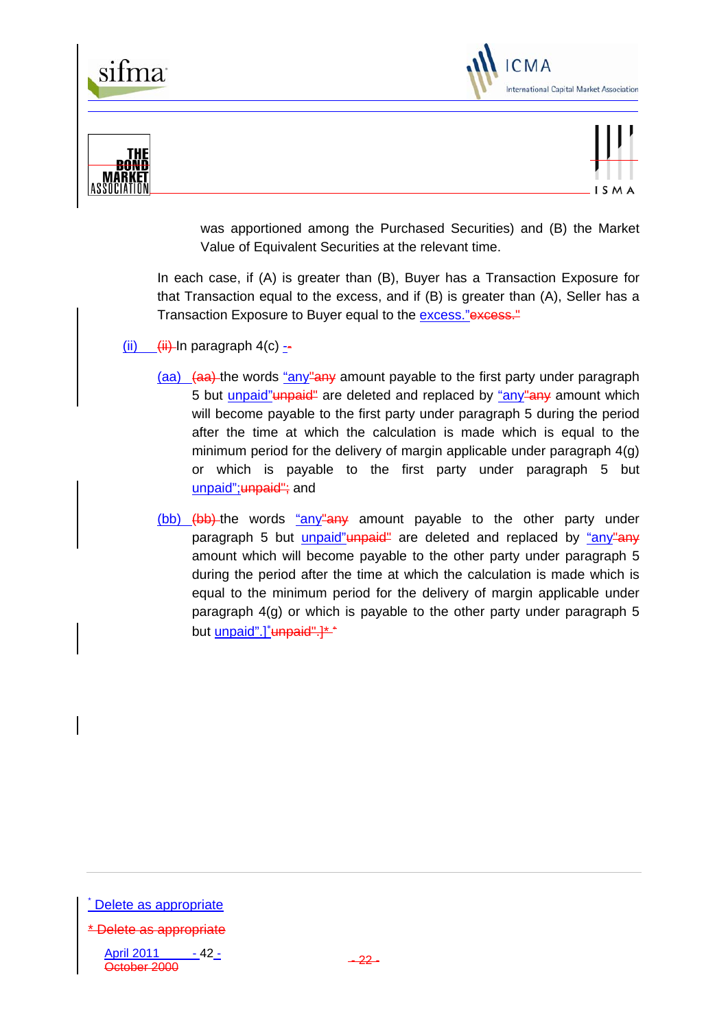was apportioned among the Purchased Securities) and (B) the Market Value of Equivalent Securities at the relevant time.

In each case, if (A) is greater than (B), Buyer has a Transaction Exposure for that Transaction equal to the excess, and if (B) is greater than (A), Seller has a Transaction Exposure to Buyer equal to the excess."

(ii) In paragraph 4(c) -

(aa) the words "any amount payable to the first party under paragraph 5 but unpaid" are deleted and replaced by "any amount which will become payable to the first party under paragraph 5 during the period after the time at which the calculation is made which is equal to the minimum period for the delivery of margin applicable under paragraph 4(g) or which is payable to the first party under paragraph 5 but unpaid"; and

(bb) the words "any amount payable to the other party under paragraph 5 but unpaid" are deleted and replaced by "any amount which will become payable to the other party under paragraph 5 during the period after the time at which the calculation is made which is equal to the minimum period for the delivery of margin applicable under paragraph 4(g) or which is payable to the other party under paragraph 5 but unpaid".]*

\* Delete as appropriate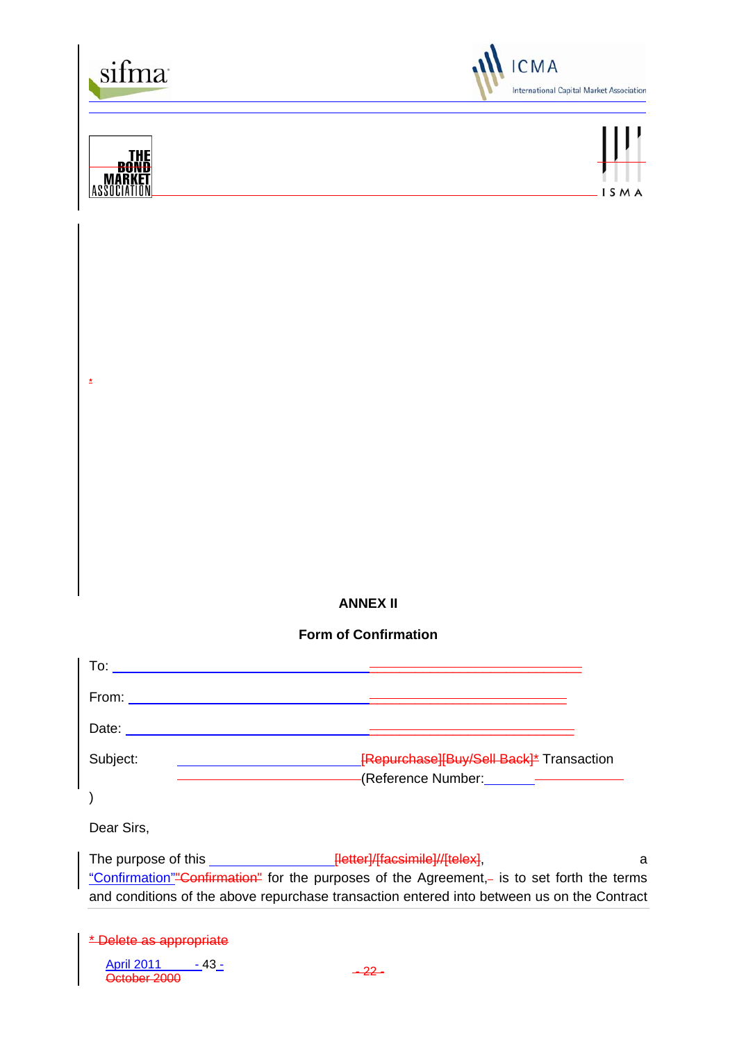*

## ANNEX II

### Form of Confirmation

To: ______________________________

From: ______________________________

Date: ______________________________

Subject: ______________ [Repurchase][Buy/Sell Back]* Transaction
______________ (Reference Number: _______ ______________
)

Dear Sirs,

The purpose of this ______________ [letter]/[facsimile]//[telex], a "Confirmation""Confirmation" for the purposes of the Agreement, is to set forth the terms and conditions of the above repurchase transaction entered into between us on the Contract

* Delete as appropriate

April 2011
October 2000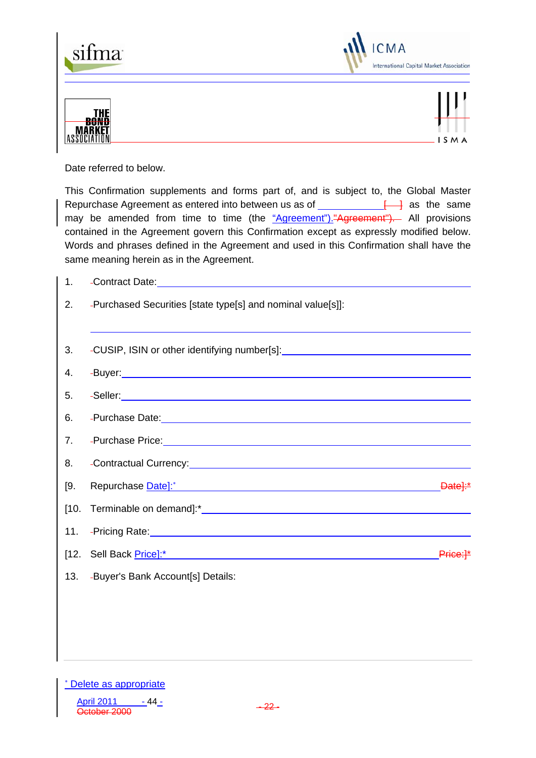Date referred to below.

This Confirmation supplements and forms part of, and is subject to, the Global Master Repurchase Agreement as entered into between us as of \_\_\_\_\_\_\_\_\_\_\_\_ as the same may be amended from time to time (the "Agreement"). All provisions contained in the Agreement govern this Confirmation except as expressly modified below. Words and phrases defined in the Agreement and used in this Confirmation shall have the same meaning herein as in the Agreement.

1. Contract Date: \_\_\_\_\_\_\_\_\_\_\_\_\_\_\_\_\_\_\_\_\_\_\_\_

2. Purchased Securities [state type[s] and nominal value[s]]:

   \_\_\_\_\_\_\_\_\_\_\_\_\_\_\_\_\_\_\_\_\_\_\_\_

3. CUSIP, ISIN or other identifying number[s]: \_\_\_\_\_\_\_\_\_\_\_\_\_\_\_\_\_\_\_\_\_\_\_\_

4. Buyer: \_\_\_\_\_\_\_\_\_\_\_\_\_\_\_\_\_\_\_\_\_\_\_\_

5. Seller: \_\_\_\_\_\_\_\_\_\_\_\_\_\_\_\_\_\_\_\_\_\_\_\_

6. Purchase Date: \_\_\_\_\_\_\_\_\_\_\_\_\_\_\_\_\_\_\_\_\_\_\_\_

7. Purchase Price: \_\_\_\_\_\_\_\_\_\_\_\_\_\_\_\_\_\_\_\_\_\_\_\_

8. Contractual Currency: \_\_\_\_\_\_\_\_\_\_\_\_\_\_\_\_\_\_\_\_\_\_\_\_

[9. Repurchase Date]:* \_\_\_\_\_\_\_\_\_\_\_\_\_\_\_\_\_\_\_\_\_\_\_\_

[10. Terminable on demand]:* \_\_\_\_\_\_\_\_\_\_\_\_\_\_\_\_\_\_\_\_\_\_\_\_

11. Pricing Rate: \_\_\_\_\_\_\_\_\_\_\_\_\_\_\_\_\_\_\_\_\_\_\_\_

[12. Sell Back Price]:* \_\_\_\_\_\_\_\_\_\_\_\_\_\_\_\_\_\_\_\_\_\_\_\_

13. Buyer's Bank Account[s] Details:

\* Delete as appropriate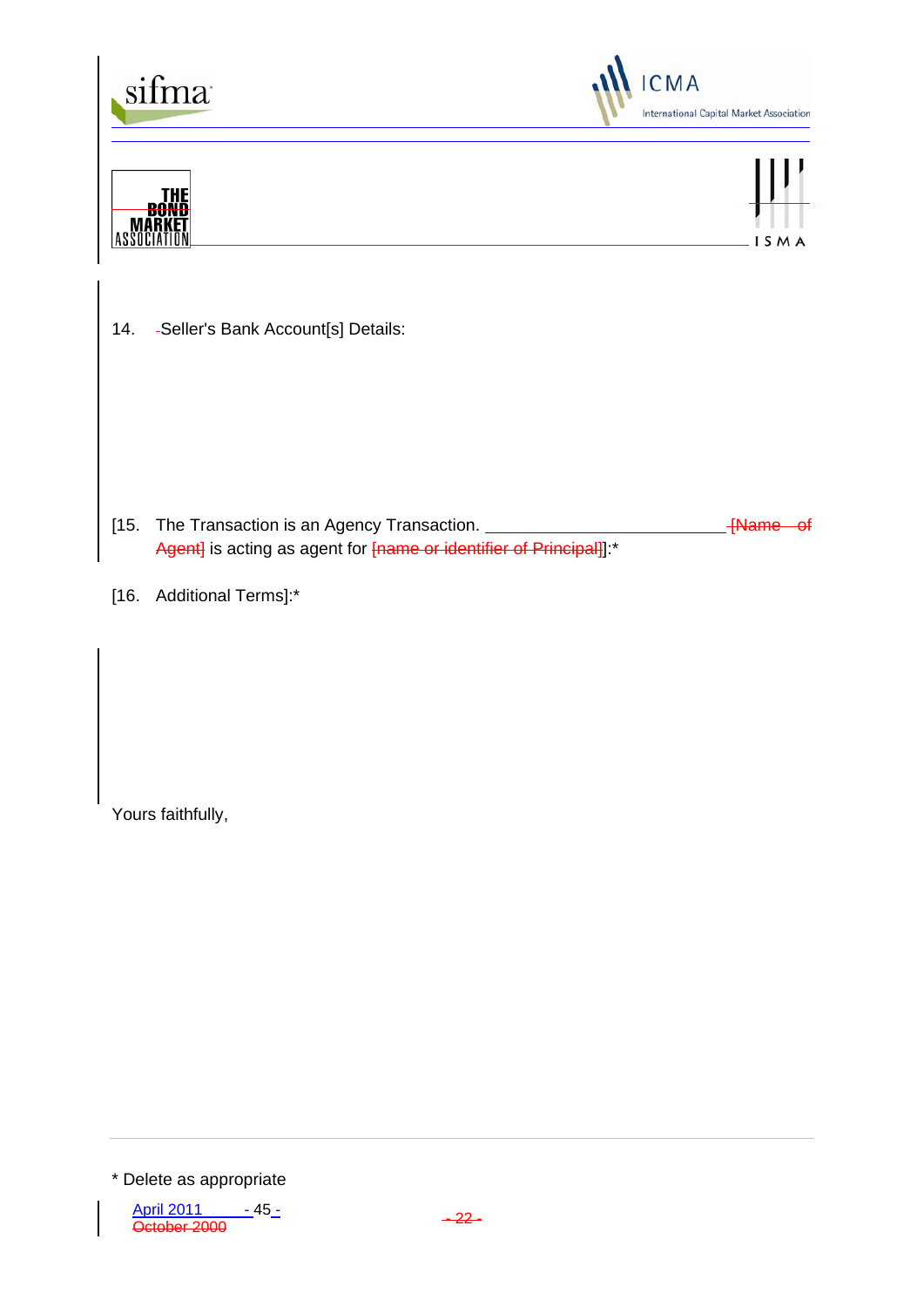14. Seller's Bank Account[s] Details:

[15. The Transaction is an Agency Transaction. ___________________________ [Name of Agent] is acting as agent for [name or identifier of Principal]]:*

[16. Additional Terms]:*

Yours faithfully,

* Delete as appropriate